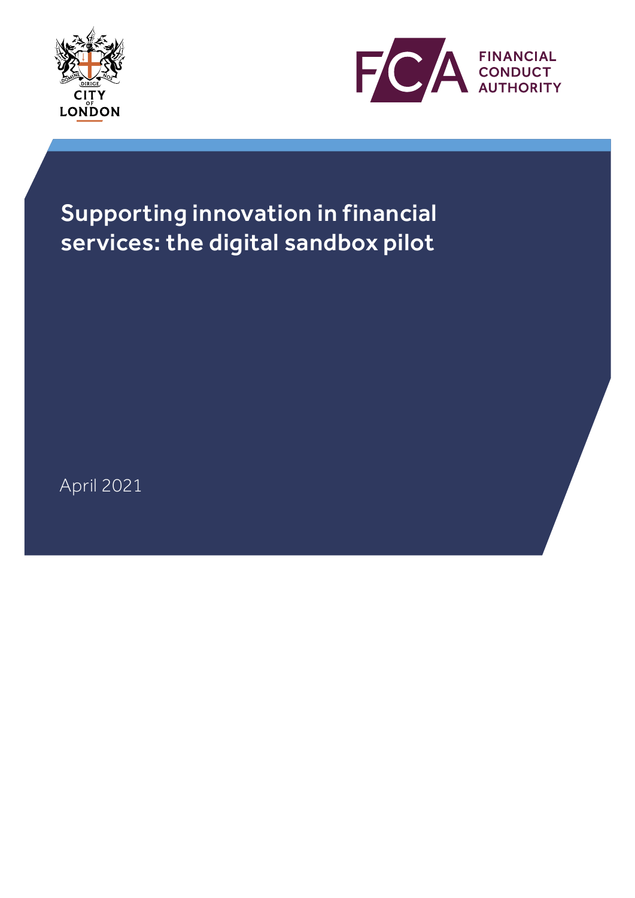CITY OF LONDON

FINANCIAL CONDUCT AUTHORITY

# Supporting innovation in financial services: the digital sandbox pilot

April 2021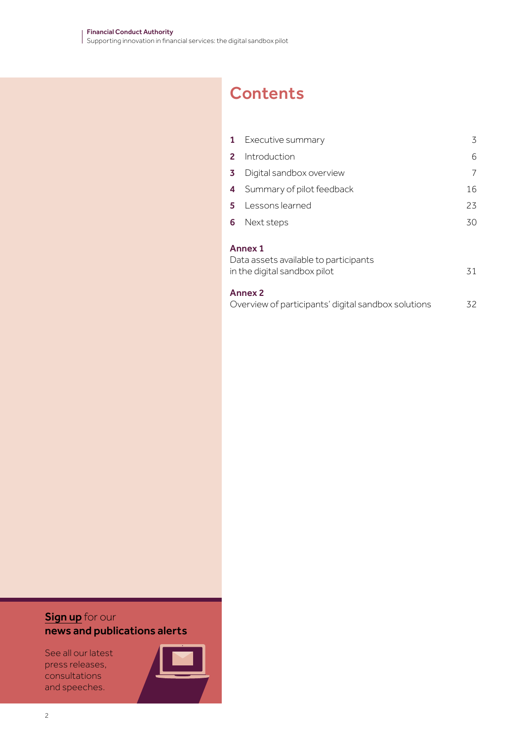# Contents

| | | |
|---|---|---|
| **1** | Executive summary | 3 |
| **2** | Introduction | 6 |
| **3** | Digital sandbox overview | 7 |
| **4** | Summary of pilot feedback | 16 |
| **5** | Lessons learned | 23 |
| **6** | Next steps | 30 |

**Annex 1**
Data assets available to participants in the digital sandbox pilot — 31

**Annex 2**
Overview of participants' digital sandbox solutions — 32

**Sign up** for our **news and publications alerts**

See all our latest press releases, consultations and speeches.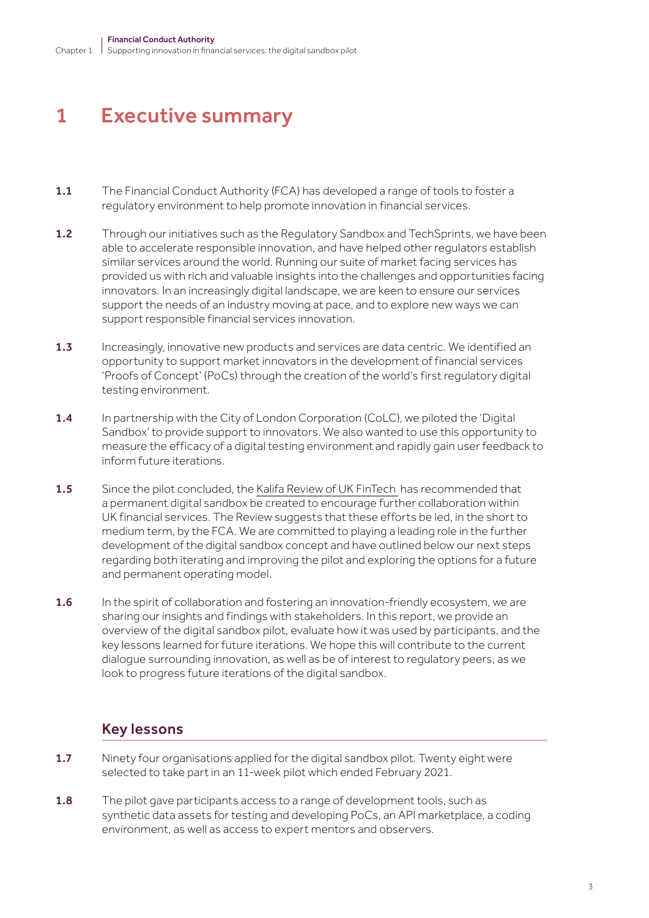# 1 Executive summary

**1.1** The Financial Conduct Authority (FCA) has developed a range of tools to foster a regulatory environment to help promote innovation in financial services.

**1.2** Through our initiatives such as the Regulatory Sandbox and TechSprints, we have been able to accelerate responsible innovation, and have helped other regulators establish similar services around the world. Running our suite of market facing services has provided us with rich and valuable insights into the challenges and opportunities facing innovators. In an increasingly digital landscape, we are keen to ensure our services support the needs of an industry moving at pace, and to explore new ways we can support responsible financial services innovation.

**1.3** Increasingly, innovative new products and services are data centric. We identified an opportunity to support market innovators in the development of financial services 'Proofs of Concept' (PoCs) through the creation of the world's first regulatory digital testing environment.

**1.4** In partnership with the City of London Corporation (CoLC), we piloted the 'Digital Sandbox' to provide support to innovators. We also wanted to use this opportunity to measure the efficacy of a digital testing environment and rapidly gain user feedback to inform future iterations.

**1.5** Since the pilot concluded, the Kalifa Review of UK FinTech has recommended that a permanent digital sandbox be created to encourage further collaboration within UK financial services. The Review suggests that these efforts be led, in the short to medium term, by the FCA. We are committed to playing a leading role in the further development of the digital sandbox concept and have outlined below our next steps regarding both iterating and improving the pilot and exploring the options for a future and permanent operating model.

**1.6** In the spirit of collaboration and fostering an innovation-friendly ecosystem, we are sharing our insights and findings with stakeholders. In this report, we provide an overview of the digital sandbox pilot, evaluate how it was used by participants, and the key lessons learned for future iterations. We hope this will contribute to the current dialogue surrounding innovation, as well as be of interest to regulatory peers, as we look to progress future iterations of the digital sandbox.

## Key lessons

**1.7** Ninety four organisations applied for the digital sandbox pilot. Twenty eight were selected to take part in an 11-week pilot which ended February 2021.

**1.8** The pilot gave participants access to a range of development tools, such as synthetic data assets for testing and developing PoCs, an API marketplace, a coding environment, as well as access to expert mentors and observers.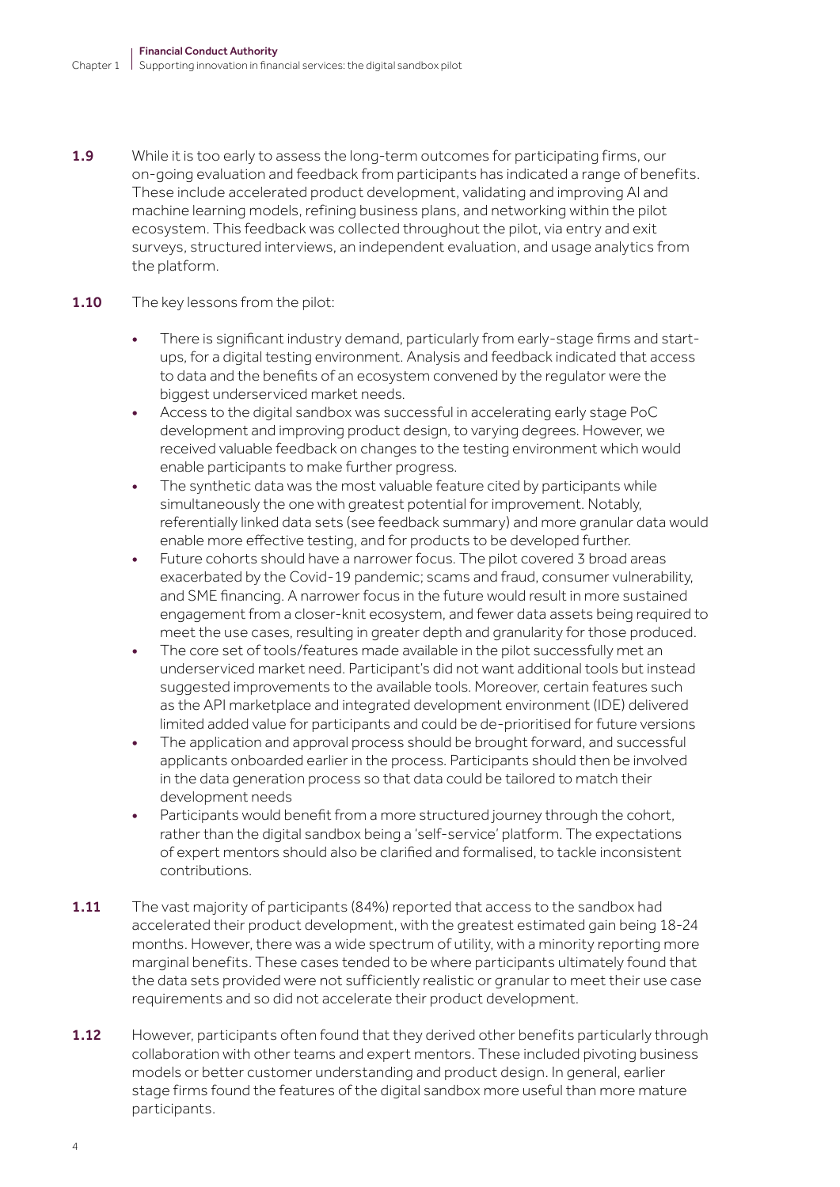**1.9** While it is too early to assess the long-term outcomes for participating firms, our on-going evaluation and feedback from participants has indicated a range of benefits. These include accelerated product development, validating and improving AI and machine learning models, refining business plans, and networking within the pilot ecosystem. This feedback was collected throughout the pilot, via entry and exit surveys, structured interviews, an independent evaluation, and usage analytics from the platform.

**1.10** The key lessons from the pilot:

- There is significant industry demand, particularly from early-stage firms and start-ups, for a digital testing environment. Analysis and feedback indicated that access to data and the benefits of an ecosystem convened by the regulator were the biggest underserviced market needs.
- Access to the digital sandbox was successful in accelerating early stage PoC development and improving product design, to varying degrees. However, we received valuable feedback on changes to the testing environment which would enable participants to make further progress.
- The synthetic data was the most valuable feature cited by participants while simultaneously the one with greatest potential for improvement. Notably, referentially linked data sets (see feedback summary) and more granular data would enable more effective testing, and for products to be developed further.
- Future cohorts should have a narrower focus. The pilot covered 3 broad areas exacerbated by the Covid-19 pandemic; scams and fraud, consumer vulnerability, and SME financing. A narrower focus in the future would result in more sustained engagement from a closer-knit ecosystem, and fewer data assets being required to meet the use cases, resulting in greater depth and granularity for those produced.
- The core set of tools/features made available in the pilot successfully met an underserviced market need. Participant's did not want additional tools but instead suggested improvements to the available tools. Moreover, certain features such as the API marketplace and integrated development environment (IDE) delivered limited added value for participants and could be de-prioritised for future versions
- The application and approval process should be brought forward, and successful applicants onboarded earlier in the process. Participants should then be involved in the data generation process so that data could be tailored to match their development needs
- Participants would benefit from a more structured journey through the cohort, rather than the digital sandbox being a 'self-service' platform. The expectations of expert mentors should also be clarified and formalised, to tackle inconsistent contributions.

**1.11** The vast majority of participants (84%) reported that access to the sandbox had accelerated their product development, with the greatest estimated gain being 18-24 months. However, there was a wide spectrum of utility, with a minority reporting more marginal benefits. These cases tended to be where participants ultimately found that the data sets provided were not sufficiently realistic or granular to meet their use case requirements and so did not accelerate their product development.

**1.12** However, participants often found that they derived other benefits particularly through collaboration with other teams and expert mentors. These included pivoting business models or better customer understanding and product design. In general, earlier stage firms found the features of the digital sandbox more useful than more mature participants.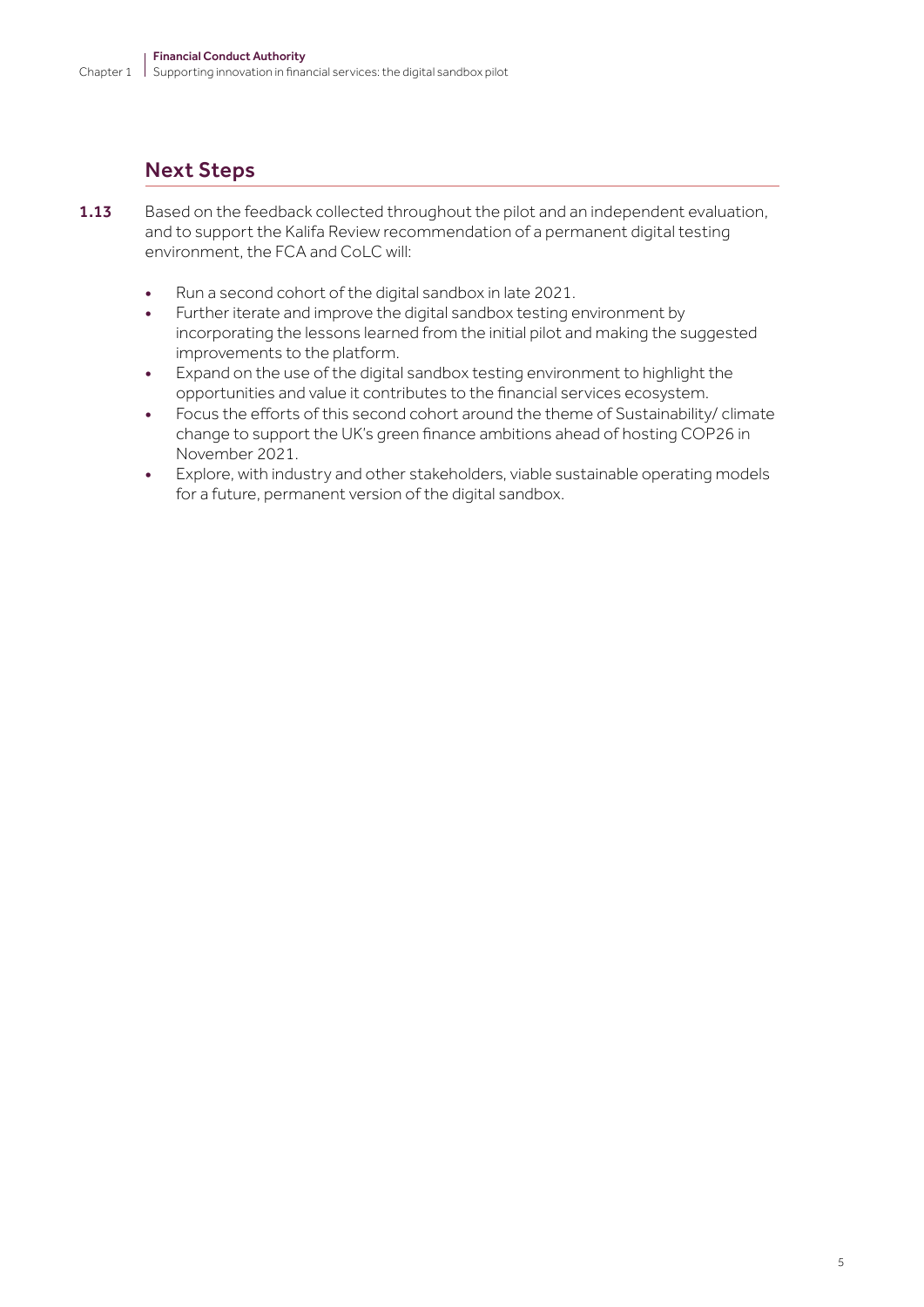## Next Steps

**1.13** Based on the feedback collected throughout the pilot and an independent evaluation, and to support the Kalifa Review recommendation of a permanent digital testing environment, the FCA and CoLC will:

- Run a second cohort of the digital sandbox in late 2021.
- Further iterate and improve the digital sandbox testing environment by incorporating the lessons learned from the initial pilot and making the suggested improvements to the platform.
- Expand on the use of the digital sandbox testing environment to highlight the opportunities and value it contributes to the financial services ecosystem.
- Focus the efforts of this second cohort around the theme of Sustainability/ climate change to support the UK's green finance ambitions ahead of hosting COP26 in November 2021.
- Explore, with industry and other stakeholders, viable sustainable operating models for a future, permanent version of the digital sandbox.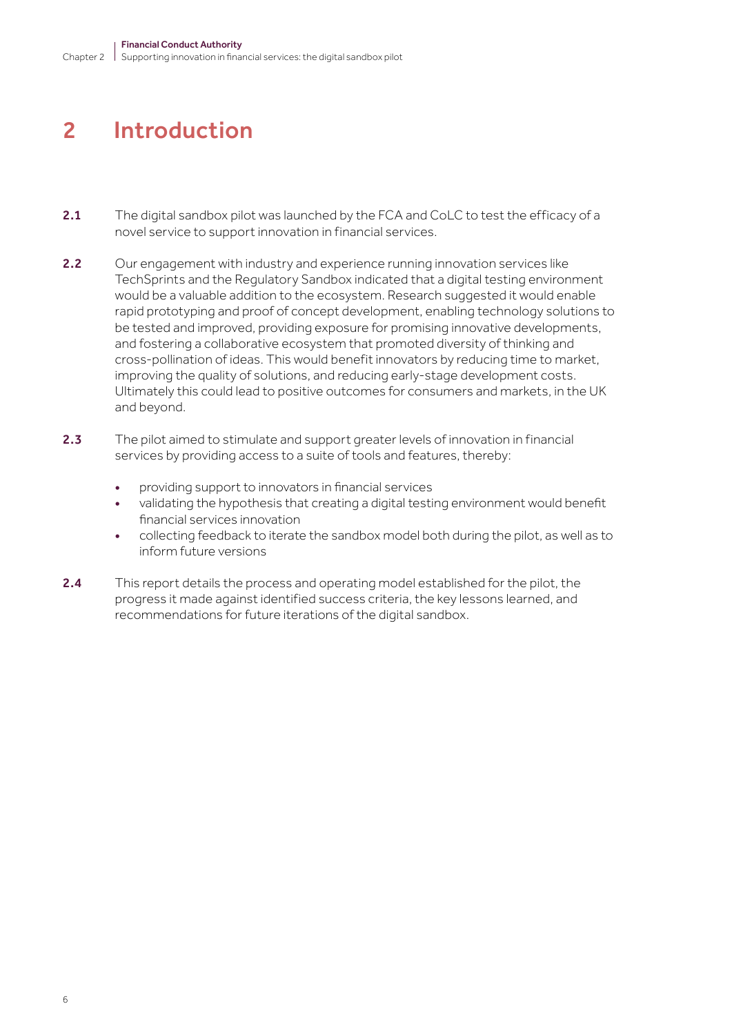# 2 Introduction

**2.1** The digital sandbox pilot was launched by the FCA and CoLC to test the efficacy of a novel service to support innovation in financial services.

**2.2** Our engagement with industry and experience running innovation services like TechSprints and the Regulatory Sandbox indicated that a digital testing environment would be a valuable addition to the ecosystem. Research suggested it would enable rapid prototyping and proof of concept development, enabling technology solutions to be tested and improved, providing exposure for promising innovative developments, and fostering a collaborative ecosystem that promoted diversity of thinking and cross-pollination of ideas. This would benefit innovators by reducing time to market, improving the quality of solutions, and reducing early-stage development costs. Ultimately this could lead to positive outcomes for consumers and markets, in the UK and beyond.

**2.3** The pilot aimed to stimulate and support greater levels of innovation in financial services by providing access to a suite of tools and features, thereby:

- providing support to innovators in financial services
- validating the hypothesis that creating a digital testing environment would benefit financial services innovation
- collecting feedback to iterate the sandbox model both during the pilot, as well as to inform future versions

**2.4** This report details the process and operating model established for the pilot, the progress it made against identified success criteria, the key lessons learned, and recommendations for future iterations of the digital sandbox.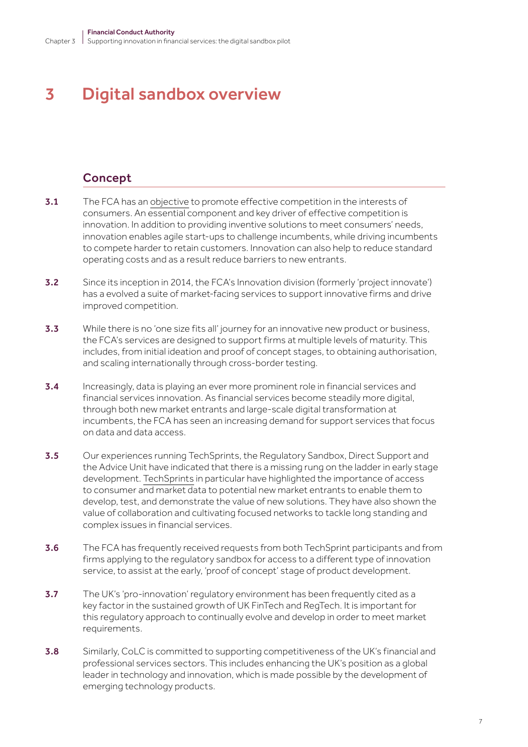# 3 Digital sandbox overview

## Concept

**3.1** The FCA has an objective to promote effective competition in the interests of consumers. An essential component and key driver of effective competition is innovation. In addition to providing inventive solutions to meet consumers' needs, innovation enables agile start-ups to challenge incumbents, while driving incumbents to compete harder to retain customers. Innovation can also help to reduce standard operating costs and as a result reduce barriers to new entrants.

**3.2** Since its inception in 2014, the FCA's Innovation division (formerly 'project innovate') has a evolved a suite of market-facing services to support innovative firms and drive improved competition.

**3.3** While there is no 'one size fits all' journey for an innovative new product or business, the FCA's services are designed to support firms at multiple levels of maturity. This includes, from initial ideation and proof of concept stages, to obtaining authorisation, and scaling internationally through cross-border testing.

**3.4** Increasingly, data is playing an ever more prominent role in financial services and financial services innovation. As financial services become steadily more digital, through both new market entrants and large-scale digital transformation at incumbents, the FCA has seen an increasing demand for support services that focus on data and data access.

**3.5** Our experiences running TechSprints, the Regulatory Sandbox, Direct Support and the Advice Unit have indicated that there is a missing rung on the ladder in early stage development. TechSprints in particular have highlighted the importance of access to consumer and market data to potential new market entrants to enable them to develop, test, and demonstrate the value of new solutions. They have also shown the value of collaboration and cultivating focused networks to tackle long standing and complex issues in financial services.

**3.6** The FCA has frequently received requests from both TechSprint participants and from firms applying to the regulatory sandbox for access to a different type of innovation service, to assist at the early, 'proof of concept' stage of product development.

**3.7** The UK's 'pro-innovation' regulatory environment has been frequently cited as a key factor in the sustained growth of UK FinTech and RegTech. It is important for this regulatory approach to continually evolve and develop in order to meet market requirements.

**3.8** Similarly, CoLC is committed to supporting competitiveness of the UK's financial and professional services sectors. This includes enhancing the UK's position as a global leader in technology and innovation, which is made possible by the development of emerging technology products.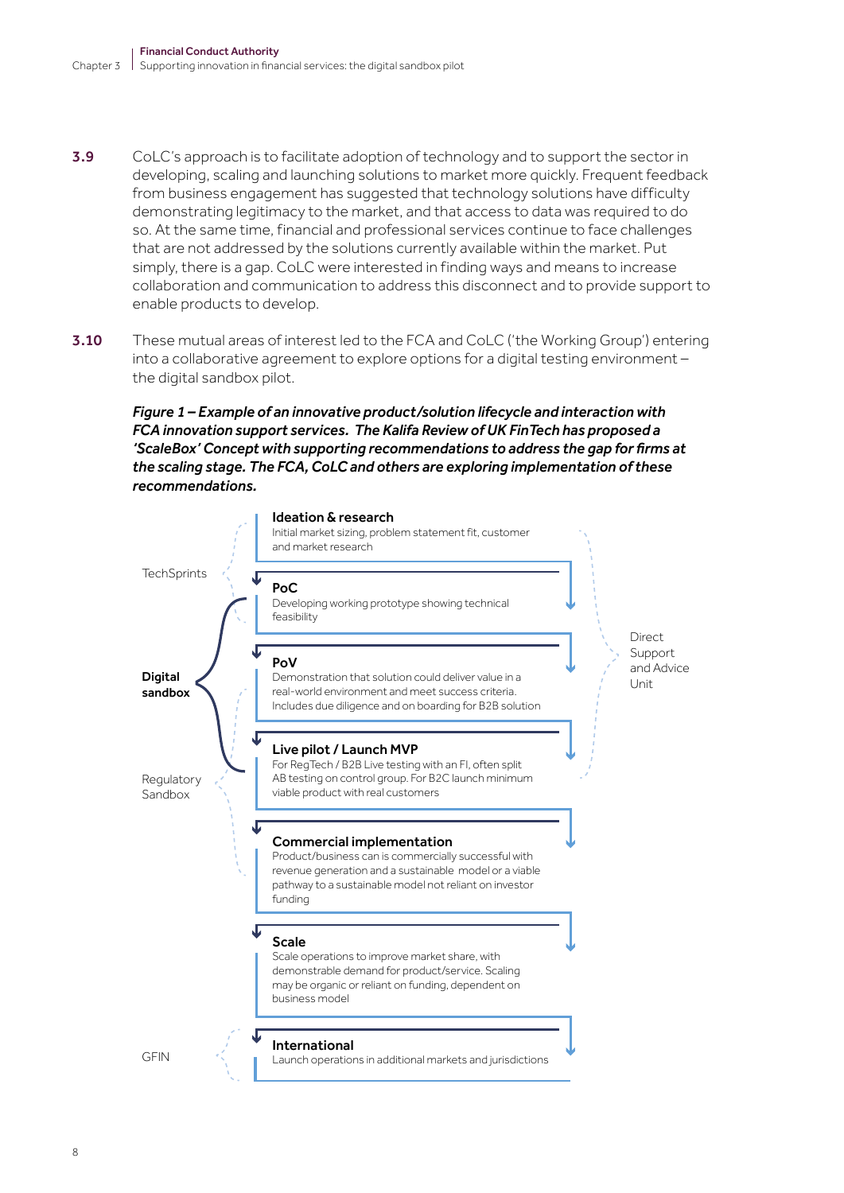**3.9** CoLC's approach is to facilitate adoption of technology and to support the sector in developing, scaling and launching solutions to market more quickly. Frequent feedback from business engagement has suggested that technology solutions have difficulty demonstrating legitimacy to the market, and that access to data was required to do so. At the same time, financial and professional services continue to face challenges that are not addressed by the solutions currently available within the market. Put simply, there is a gap. CoLC were interested in finding ways and means to increase collaboration and communication to address this disconnect and to provide support to enable products to develop.

**3.10** These mutual areas of interest led to the FCA and CoLC ('the Working Group') entering into a collaborative agreement to explore options for a digital testing environment – the digital sandbox pilot.

***Figure 1 – Example of an innovative product/solution lifecycle and interaction with FCA innovation support services. The Kalifa Review of UK FinTech has proposed a 'ScaleBox' Concept with supporting recommendations to address the gap for firms at the scaling stage. The FCA, CoLC and others are exploring implementation of these recommendations.***

TechSprints

**Digital sandbox**

Regulatory Sandbox

GFIN

Direct Support and Advice Unit

**Ideation & research**
Initial market sizing, problem statement fit, customer and market research

**PoC**
Developing working prototype showing technical feasibility

**PoV**
Demonstration that solution could deliver value in a real-world environment and meet success criteria. Includes due diligence and on boarding for B2B solution

**Live pilot / Launch MVP**
For RegTech / B2B Live testing with an FI, often split AB testing on control group. For B2C launch minimum viable product with real customers

**Commercial implementation**
Product/business can is commercially successful with revenue generation and a sustainable model or a viable pathway to a sustainable model not reliant on investor funding

**Scale**
Scale operations to improve market share, with demonstrable demand for product/service. Scaling may be organic or reliant on funding, dependent on business model

**International**
Launch operations in additional markets and jurisdictions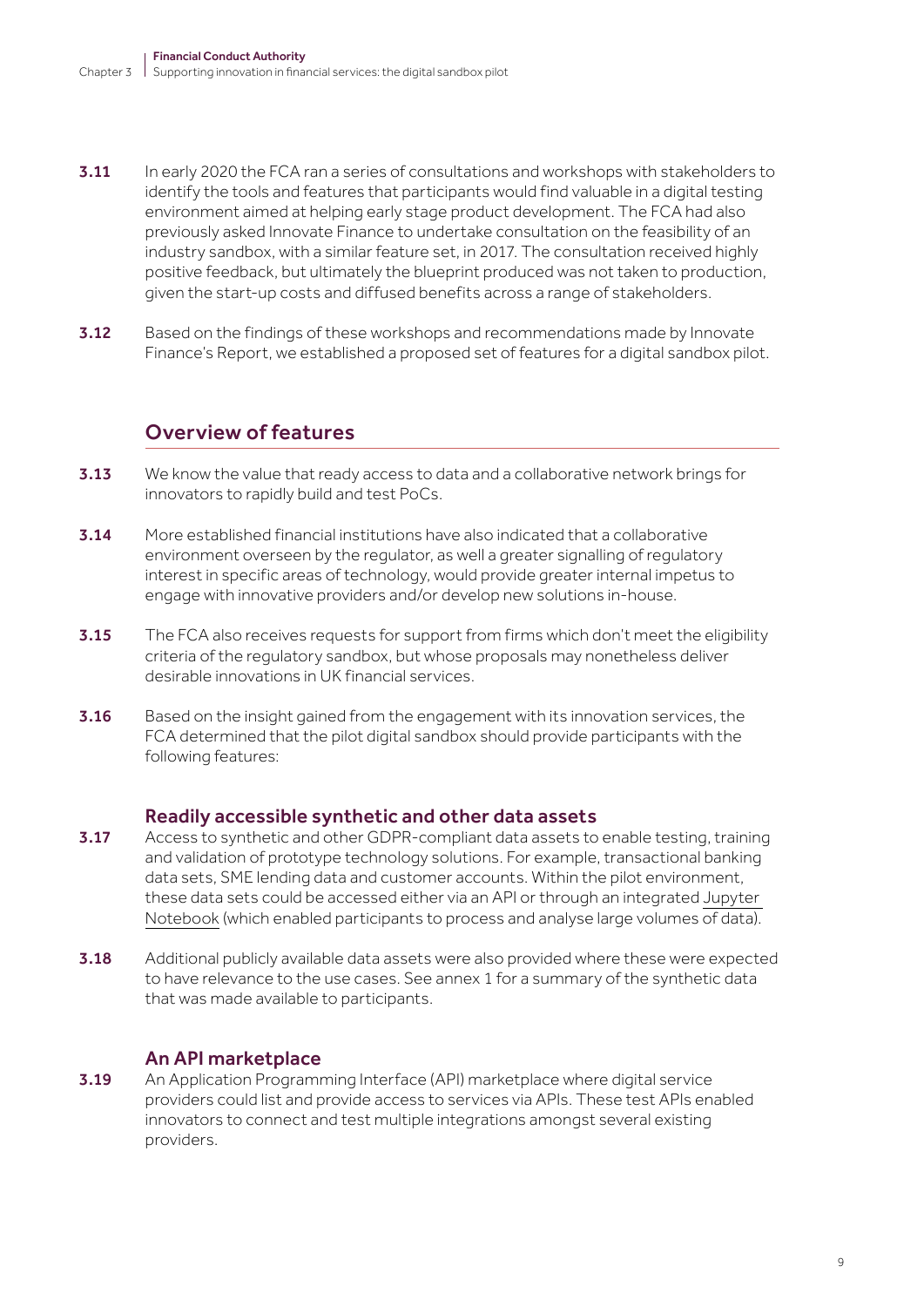**3.11** In early 2020 the FCA ran a series of consultations and workshops with stakeholders to identify the tools and features that participants would find valuable in a digital testing environment aimed at helping early stage product development. The FCA had also previously asked Innovate Finance to undertake consultation on the feasibility of an industry sandbox, with a similar feature set, in 2017. The consultation received highly positive feedback, but ultimately the blueprint produced was not taken to production, given the start-up costs and diffused benefits across a range of stakeholders.

**3.12** Based on the findings of these workshops and recommendations made by Innovate Finance's Report, we established a proposed set of features for a digital sandbox pilot.

## Overview of features

**3.13** We know the value that ready access to data and a collaborative network brings for innovators to rapidly build and test PoCs.

**3.14** More established financial institutions have also indicated that a collaborative environment overseen by the regulator, as well a greater signalling of regulatory interest in specific areas of technology, would provide greater internal impetus to engage with innovative providers and/or develop new solutions in-house.

**3.15** The FCA also receives requests for support from firms which don't meet the eligibility criteria of the regulatory sandbox, but whose proposals may nonetheless deliver desirable innovations in UK financial services.

**3.16** Based on the insight gained from the engagement with its innovation services, the FCA determined that the pilot digital sandbox should provide participants with the following features:

### Readily accessible synthetic and other data assets

**3.17** Access to synthetic and other GDPR-compliant data assets to enable testing, training and validation of prototype technology solutions. For example, transactional banking data sets, SME lending data and customer accounts. Within the pilot environment, these data sets could be accessed either via an API or through an integrated Jupyter Notebook (which enabled participants to process and analyse large volumes of data).

**3.18** Additional publicly available data assets were also provided where these were expected to have relevance to the use cases. See annex 1 for a summary of the synthetic data that was made available to participants.

### An API marketplace

**3.19** An Application Programming Interface (API) marketplace where digital service providers could list and provide access to services via APIs. These test APIs enabled innovators to connect and test multiple integrations amongst several existing providers.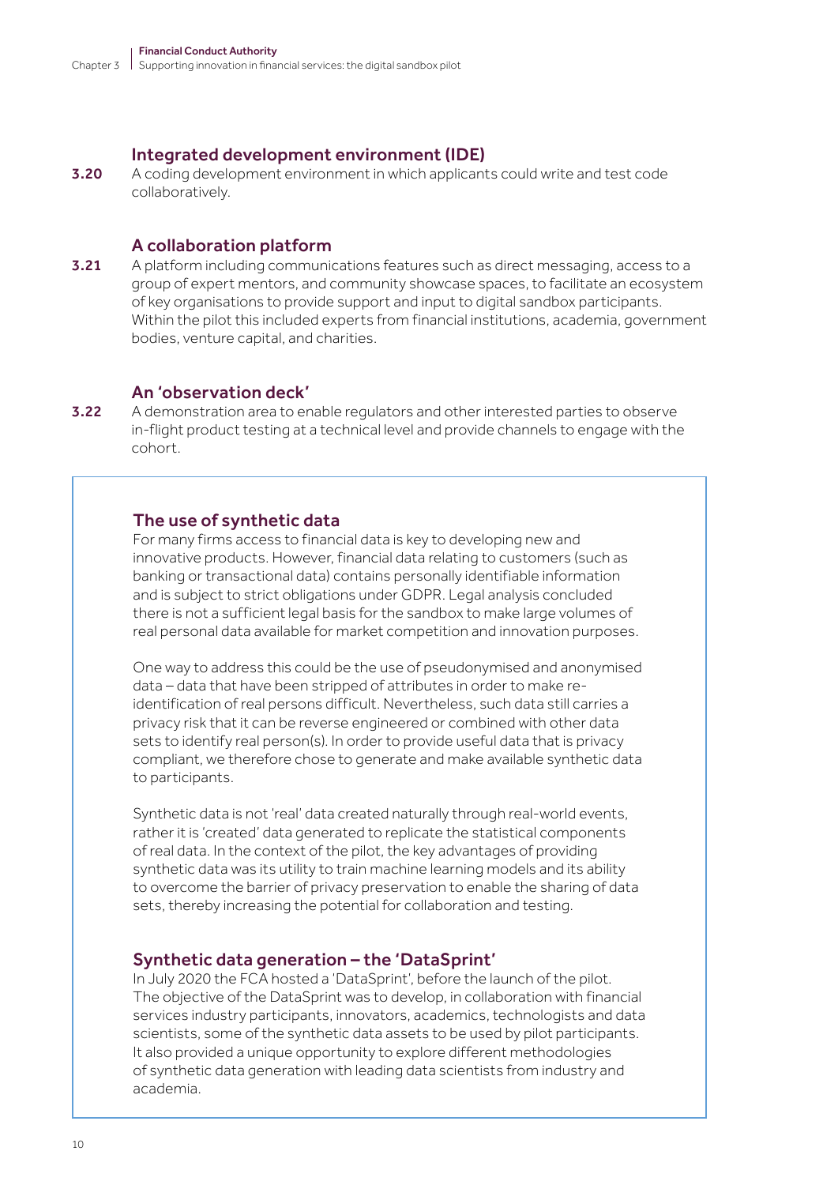### Integrated development environment (IDE)

**3.20** A coding development environment in which applicants could write and test code collaboratively.

### A collaboration platform

**3.21** A platform including communications features such as direct messaging, access to a group of expert mentors, and community showcase spaces, to facilitate an ecosystem of key organisations to provide support and input to digital sandbox participants. Within the pilot this included experts from financial institutions, academia, government bodies, venture capital, and charities.

### An 'observation deck'

**3.22** A demonstration area to enable regulators and other interested parties to observe in-flight product testing at a technical level and provide channels to engage with the cohort.

### The use of synthetic data

For many firms access to financial data is key to developing new and innovative products. However, financial data relating to customers (such as banking or transactional data) contains personally identifiable information and is subject to strict obligations under GDPR. Legal analysis concluded there is not a sufficient legal basis for the sandbox to make large volumes of real personal data available for market competition and innovation purposes.

One way to address this could be the use of pseudonymised and anonymised data – data that have been stripped of attributes in order to make re-identification of real persons difficult. Nevertheless, such data still carries a privacy risk that it can be reverse engineered or combined with other data sets to identify real person(s). In order to provide useful data that is privacy compliant, we therefore chose to generate and make available synthetic data to participants.

Synthetic data is not 'real' data created naturally through real-world events, rather it is 'created' data generated to replicate the statistical components of real data. In the context of the pilot, the key advantages of providing synthetic data was its utility to train machine learning models and its ability to overcome the barrier of privacy preservation to enable the sharing of data sets, thereby increasing the potential for collaboration and testing.

### Synthetic data generation – the 'DataSprint'

In July 2020 the FCA hosted a 'DataSprint', before the launch of the pilot. The objective of the DataSprint was to develop, in collaboration with financial services industry participants, innovators, academics, technologists and data scientists, some of the synthetic data assets to be used by pilot participants. It also provided a unique opportunity to explore different methodologies of synthetic data generation with leading data scientists from industry and academia.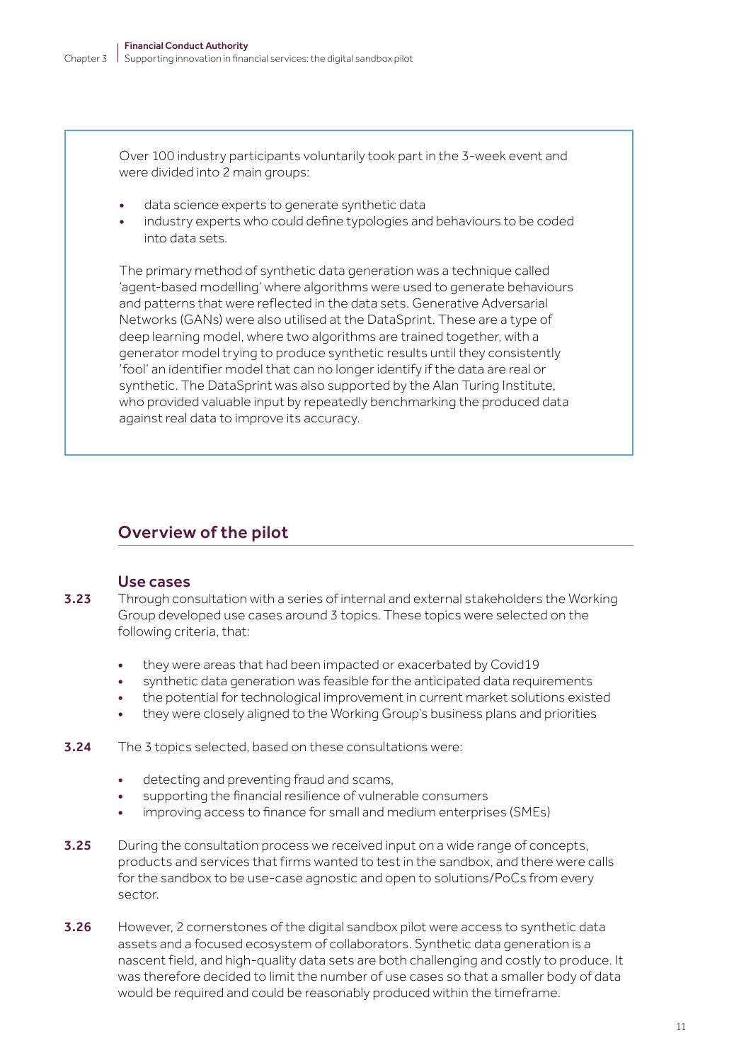Over 100 industry participants voluntarily took part in the 3-week event and were divided into 2 main groups:

- data science experts to generate synthetic data
- industry experts who could define typologies and behaviours to be coded into data sets.

The primary method of synthetic data generation was a technique called 'agent-based modelling' where algorithms were used to generate behaviours and patterns that were reflected in the data sets. Generative Adversarial Networks (GANs) were also utilised at the DataSprint. These are a type of deep learning model, where two algorithms are trained together, with a generator model trying to produce synthetic results until they consistently 'fool' an identifier model that can no longer identify if the data are real or synthetic. The DataSprint was also supported by the Alan Turing Institute, who provided valuable input by repeatedly benchmarking the produced data against real data to improve its accuracy.

## Overview of the pilot

### Use cases

**3.23** Through consultation with a series of internal and external stakeholders the Working Group developed use cases around 3 topics. These topics were selected on the following criteria, that:

- they were areas that had been impacted or exacerbated by Covid19
- synthetic data generation was feasible for the anticipated data requirements
- the potential for technological improvement in current market solutions existed
- they were closely aligned to the Working Group's business plans and priorities

**3.24** The 3 topics selected, based on these consultations were:

- detecting and preventing fraud and scams,
- supporting the financial resilience of vulnerable consumers
- improving access to finance for small and medium enterprises (SMEs)

**3.25** During the consultation process we received input on a wide range of concepts, products and services that firms wanted to test in the sandbox, and there were calls for the sandbox to be use-case agnostic and open to solutions/PoCs from every sector.

**3.26** However, 2 cornerstones of the digital sandbox pilot were access to synthetic data assets and a focused ecosystem of collaborators. Synthetic data generation is a nascent field, and high-quality data sets are both challenging and costly to produce. It was therefore decided to limit the number of use cases so that a smaller body of data would be required and could be reasonably produced within the timeframe.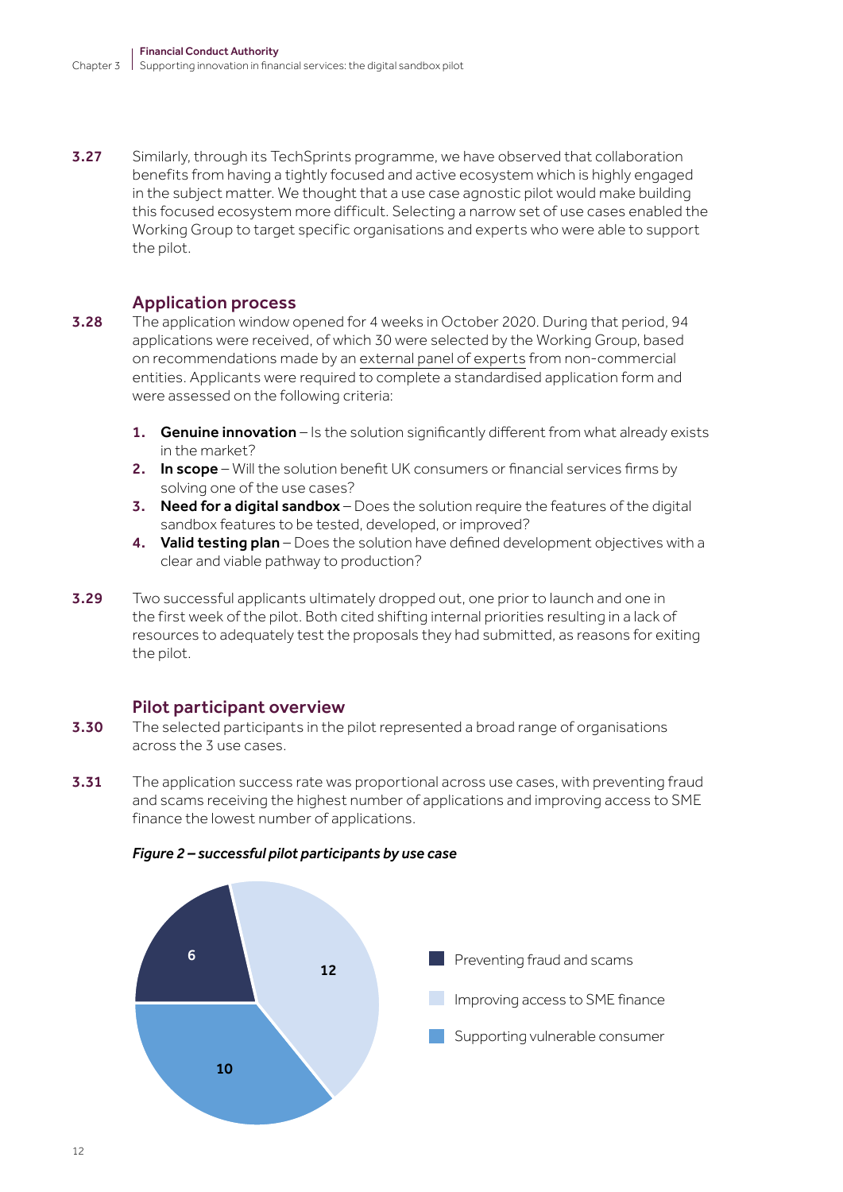**3.27** Similarly, through its TechSprints programme, we have observed that collaboration benefits from having a tightly focused and active ecosystem which is highly engaged in the subject matter. We thought that a use case agnostic pilot would make building this focused ecosystem more difficult. Selecting a narrow set of use cases enabled the Working Group to target specific organisations and experts who were able to support the pilot.

## Application process

**3.28** The application window opened for 4 weeks in October 2020. During that period, 94 applications were received, of which 30 were selected by the Working Group, based on recommendations made by an external panel of experts from non-commercial entities. Applicants were required to complete a standardised application form and were assessed on the following criteria:

1. **Genuine innovation** – Is the solution significantly different from what already exists in the market?
2. **In scope** – Will the solution benefit UK consumers or financial services firms by solving one of the use cases?
3. **Need for a digital sandbox** – Does the solution require the features of the digital sandbox features to be tested, developed, or improved?
4. **Valid testing plan** – Does the solution have defined development objectives with a clear and viable pathway to production?

**3.29** Two successful applicants ultimately dropped out, one prior to launch and one in the first week of the pilot. Both cited shifting internal priorities resulting in a lack of resources to adequately test the proposals they had submitted, as reasons for exiting the pilot.

## Pilot participant overview

**3.30** The selected participants in the pilot represented a broad range of organisations across the 3 use cases.

**3.31** The application success rate was proportional across use cases, with preventing fraud and scams receiving the highest number of applications and improving access to SME finance the lowest number of applications.

*Figure 2 – successful pilot participants by use case*

6

12

10

Preventing fraud and scams

Improving access to SME finance

Supporting vulnerable consumer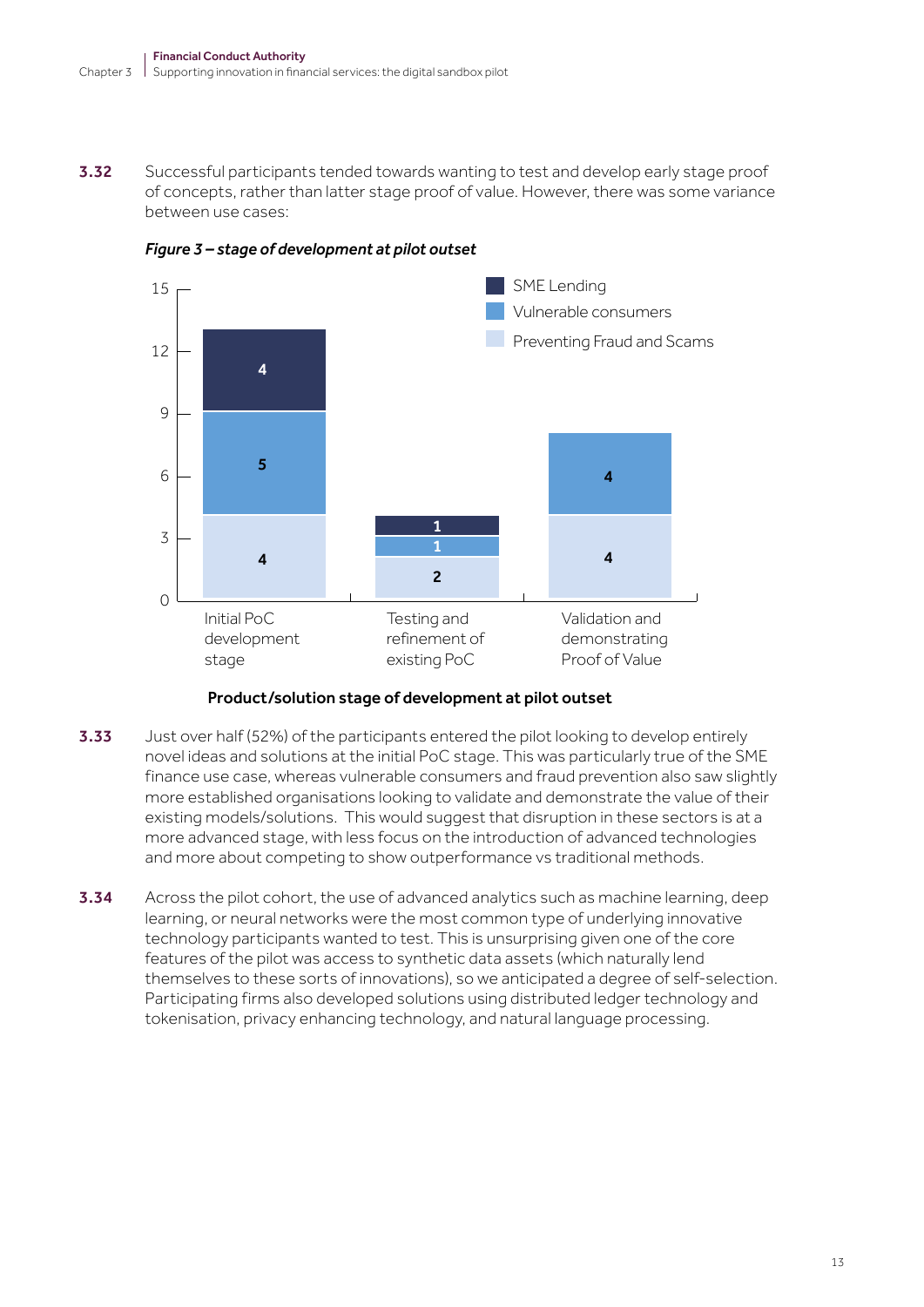3.32 Successful participants tended towards wanting to test and develop early stage proof of concepts, rather than latter stage proof of value. However, there was some variance between use cases:

*Figure 3 – stage of development at pilot outset*

15
12
9
6
3
0

SME Lending
Vulnerable consumers
Preventing Fraud and Scams

4
5
4

1
1
2

4
4

Initial PoC development stage
Testing and refinement of existing PoC
Validation and demonstrating Proof of Value

**Product/solution stage of development at pilot outset**

3.33 Just over half (52%) of the participants entered the pilot looking to develop entirely novel ideas and solutions at the initial PoC stage. This was particularly true of the SME finance use case, whereas vulnerable consumers and fraud prevention also saw slightly more established organisations looking to validate and demonstrate the value of their existing models/solutions. This would suggest that disruption in these sectors is at a more advanced stage, with less focus on the introduction of advanced technologies and more about competing to show outperformance vs traditional methods.

3.34 Across the pilot cohort, the use of advanced analytics such as machine learning, deep learning, or neural networks were the most common type of underlying innovative technology participants wanted to test. This is unsurprising given one of the core features of the pilot was access to synthetic data assets (which naturally lend themselves to these sorts of innovations), so we anticipated a degree of self-selection. Participating firms also developed solutions using distributed ledger technology and tokenisation, privacy enhancing technology, and natural language processing.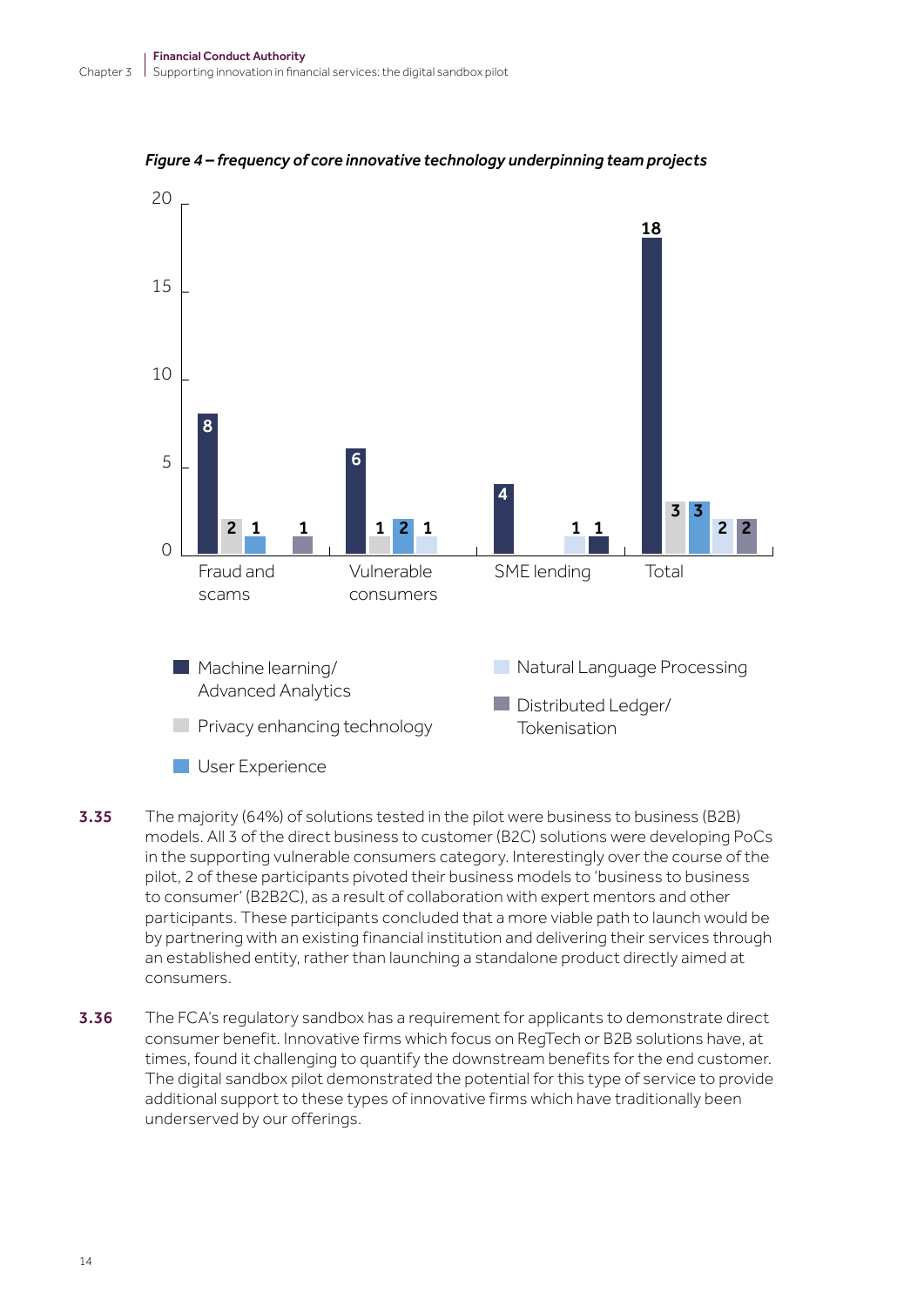*Figure 4 – frequency of core innovative technology underpinning team projects*

20
15
10
5
0

8 2 1 1
6 1 2 1
4 1 1
18 3 3 2 2

Fraud and scams
Vulnerable consumers
SME lending
Total

Machine learning/ Advanced Analytics
Privacy enhancing technology
User Experience
Natural Language Processing
Distributed Ledger/ Tokenisation

**3.35** The majority (64%) of solutions tested in the pilot were business to business (B2B) models. All 3 of the direct business to customer (B2C) solutions were developing PoCs in the supporting vulnerable consumers category. Interestingly over the course of the pilot, 2 of these participants pivoted their business models to 'business to business to consumer' (B2B2C), as a result of collaboration with expert mentors and other participants. These participants concluded that a more viable path to launch would be by partnering with an existing financial institution and delivering their services through an established entity, rather than launching a standalone product directly aimed at consumers.

**3.36** The FCA's regulatory sandbox has a requirement for applicants to demonstrate direct consumer benefit. Innovative firms which focus on RegTech or B2B solutions have, at times, found it challenging to quantify the downstream benefits for the end customer. The digital sandbox pilot demonstrated the potential for this type of service to provide additional support to these types of innovative firms which have traditionally been underserved by our offerings.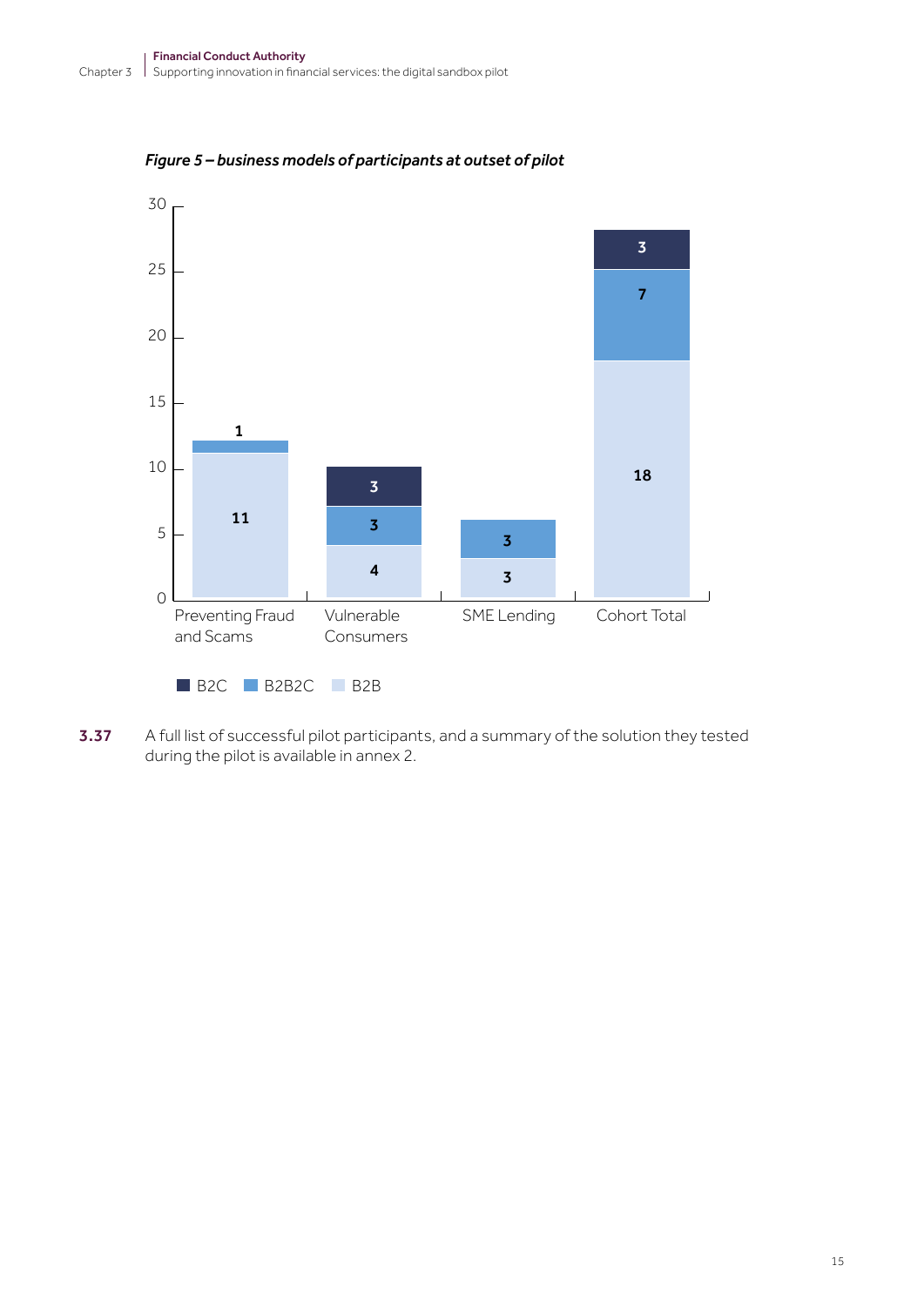*Figure 5 – business models of participants at outset of pilot*

30
25
20
15
10
5
0

1
11

3
3
4

3
3

3
7
18

Preventing Fraud and Scams
Vulnerable Consumers
SME Lending
Cohort Total

B2C
B2B2C
B2B

**3.37** A full list of successful pilot participants, and a summary of the solution they tested during the pilot is available in annex 2.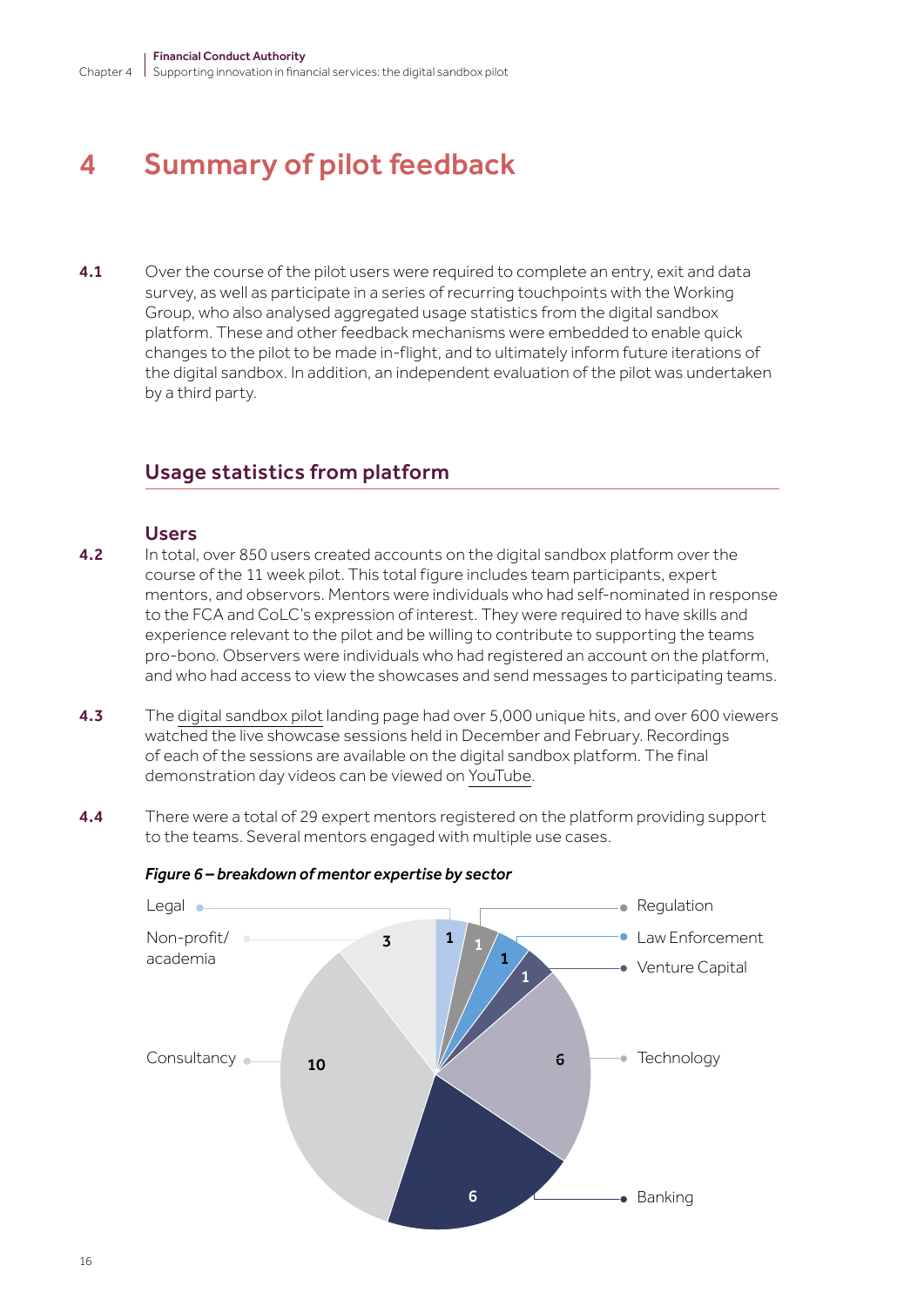# 4 Summary of pilot feedback

**4.1** Over the course of the pilot users were required to complete an entry, exit and data survey, as well as participate in a series of recurring touchpoints with the Working Group, who also analysed aggregated usage statistics from the digital sandbox platform. These and other feedback mechanisms were embedded to enable quick changes to the pilot to be made in-flight, and to ultimately inform future iterations of the digital sandbox. In addition, an independent evaluation of the pilot was undertaken by a third party.

## Usage statistics from platform

### Users

**4.2** In total, over 850 users created accounts on the digital sandbox platform over the course of the 11 week pilot. This total figure includes team participants, expert mentors, and observers. Mentors were individuals who had self-nominated in response to the FCA and CoLC's expression of interest. They were required to have skills and experience relevant to the pilot and be willing to contribute to supporting the teams pro-bono. Observers were individuals who had registered an account on the platform, and who had access to view the showcases and send messages to participating teams.

**4.3** The digital sandbox pilot landing page had over 5,000 unique hits, and over 600 viewers watched the live showcase sessions held in December and February. Recordings of each of the sessions are available on the digital sandbox platform. The final demonstration day videos can be viewed on YouTube.

**4.4** There were a total of 29 expert mentors registered on the platform providing support to the teams. Several mentors engaged with multiple use cases.

*Figure 6 – breakdown of mentor expertise by sector*

Legal 1
Regulation 1
Law Enforcement 1
Venture Capital 1
Technology 6
Banking 6
Consultancy 10
Non-profit/academia 3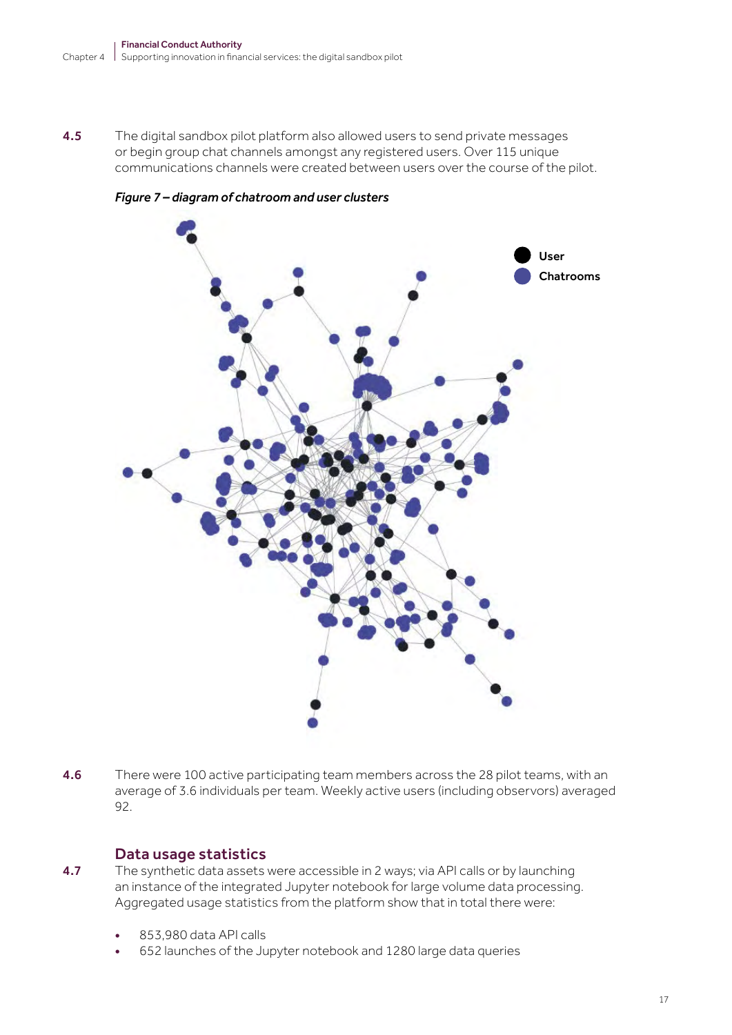**4.5** The digital sandbox pilot platform also allowed users to send private messages or begin group chat channels amongst any registered users. Over 115 unique communications channels were created between users over the course of the pilot.

***Figure 7 – diagram of chatroom and user clusters***

User
Chatrooms

**4.6** There were 100 active participating team members across the 28 pilot teams, with an average of 3.6 individuals per team. Weekly active users (including observors) averaged 92.

## Data usage statistics

**4.7** The synthetic data assets were accessible in 2 ways; via API calls or by launching an instance of the integrated Jupyter notebook for large volume data processing. Aggregated usage statistics from the platform show that in total there were:

- 853,980 data API calls
- 652 launches of the Jupyter notebook and 1280 large data queries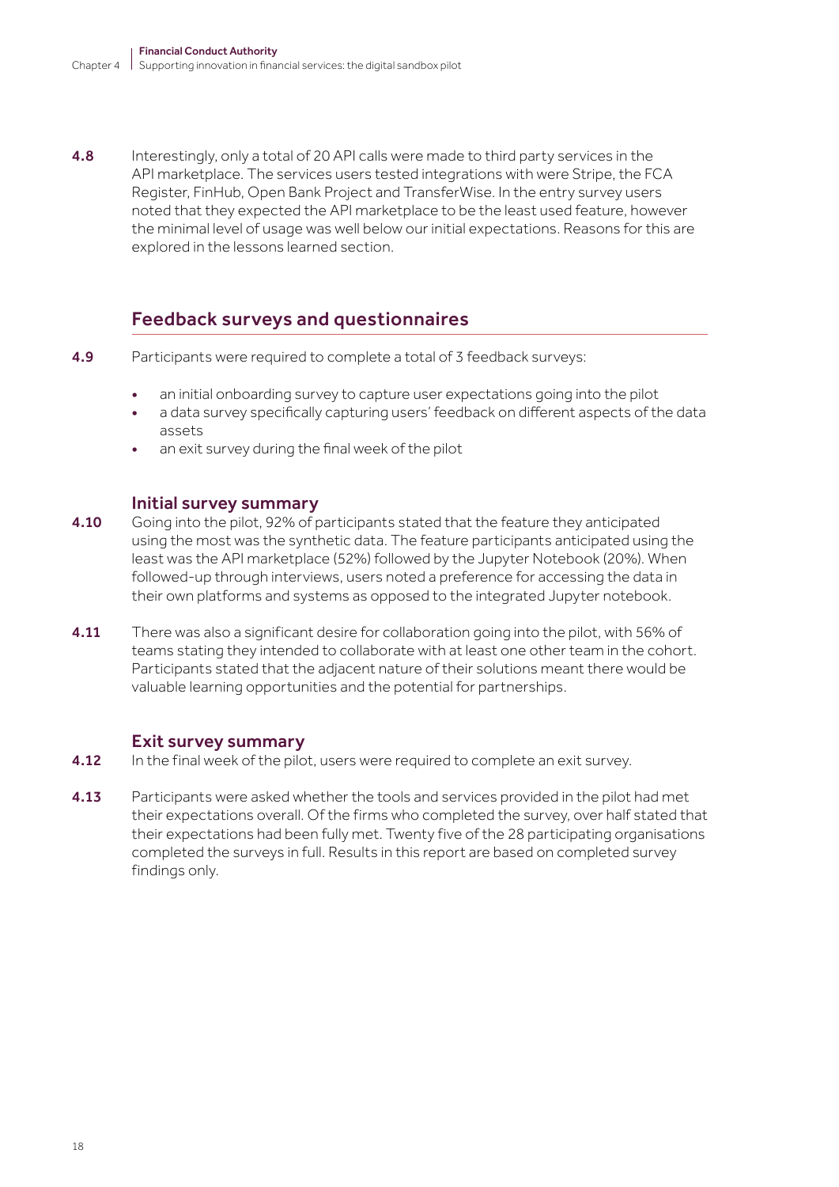4.8 Interestingly, only a total of 20 API calls were made to third party services in the API marketplace. The services users tested integrations with were Stripe, the FCA Register, FinHub, Open Bank Project and TransferWise. In the entry survey users noted that they expected the API marketplace to be the least used feature, however the minimal level of usage was well below our initial expectations. Reasons for this are explored in the lessons learned section.

## Feedback surveys and questionnaires

4.9 Participants were required to complete a total of 3 feedback surveys:

- an initial onboarding survey to capture user expectations going into the pilot
- a data survey specifically capturing users' feedback on different aspects of the data assets
- an exit survey during the final week of the pilot

### Initial survey summary

4.10 Going into the pilot, 92% of participants stated that the feature they anticipated using the most was the synthetic data. The feature participants anticipated using the least was the API marketplace (52%) followed by the Jupyter Notebook (20%). When followed-up through interviews, users noted a preference for accessing the data in their own platforms and systems as opposed to the integrated Jupyter notebook.

4.11 There was also a significant desire for collaboration going into the pilot, with 56% of teams stating they intended to collaborate with at least one other team in the cohort. Participants stated that the adjacent nature of their solutions meant there would be valuable learning opportunities and the potential for partnerships.

### Exit survey summary

4.12 In the final week of the pilot, users were required to complete an exit survey.

4.13 Participants were asked whether the tools and services provided in the pilot had met their expectations overall. Of the firms who completed the survey, over half stated that their expectations had been fully met. Twenty five of the 28 participating organisations completed the surveys in full. Results in this report are based on completed survey findings only.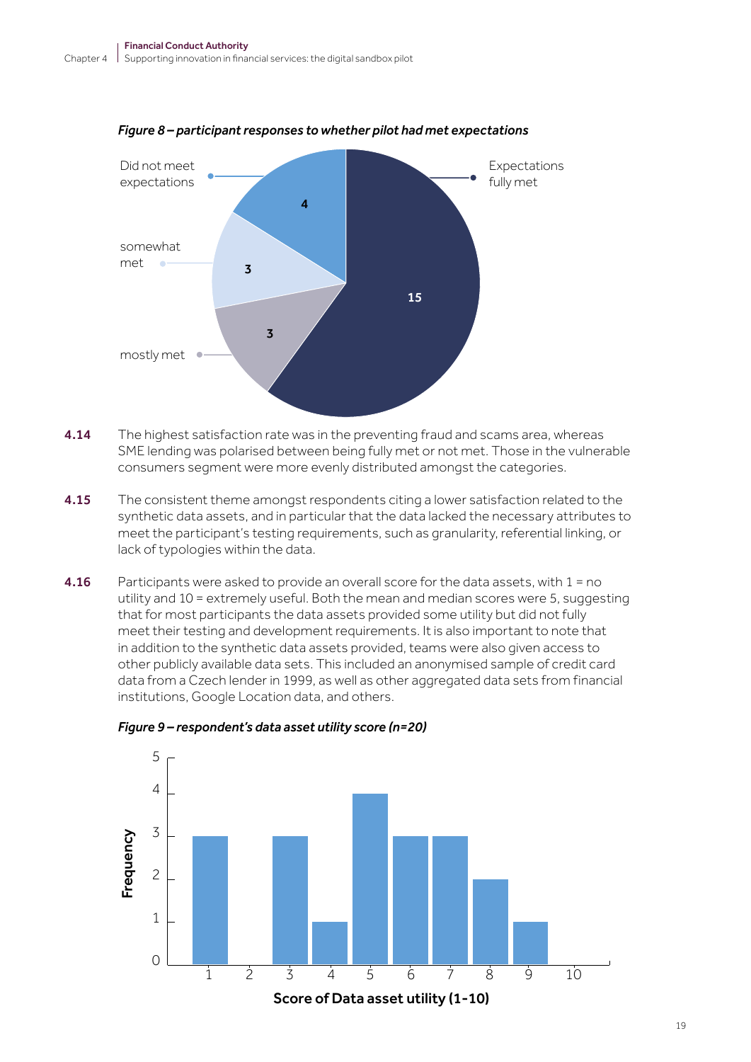*Figure 8 – participant responses to whether pilot had met expectations*

Did not meet expectations

4

Expectations fully met

somewhat met

3

15

3

mostly met

**4.14** The highest satisfaction rate was in the preventing fraud and scams area, whereas SME lending was polarised between being fully met or not met. Those in the vulnerable consumers segment were more evenly distributed amongst the categories.

**4.15** The consistent theme amongst respondents citing a lower satisfaction related to the synthetic data assets, and in particular that the data lacked the necessary attributes to meet the participant's testing requirements, such as granularity, referential linking, or lack of typologies within the data.

**4.16** Participants were asked to provide an overall score for the data assets, with 1 = no utility and 10 = extremely useful. Both the mean and median scores were 5, suggesting that for most participants the data assets provided some utility but did not fully meet their testing and development requirements. It is also important to note that in addition to the synthetic data assets provided, teams were also given access to other publicly available data sets. This included an anonymised sample of credit card data from a Czech lender in 1999, as well as other aggregated data sets from financial institutions, Google Location data, and others.

*Figure 9 – respondent's data asset utility score (n=20)*

Frequency

5
4
3
2
1
0

1 2 3 4 5 6 7 8 9 10

Score of Data asset utility (1-10)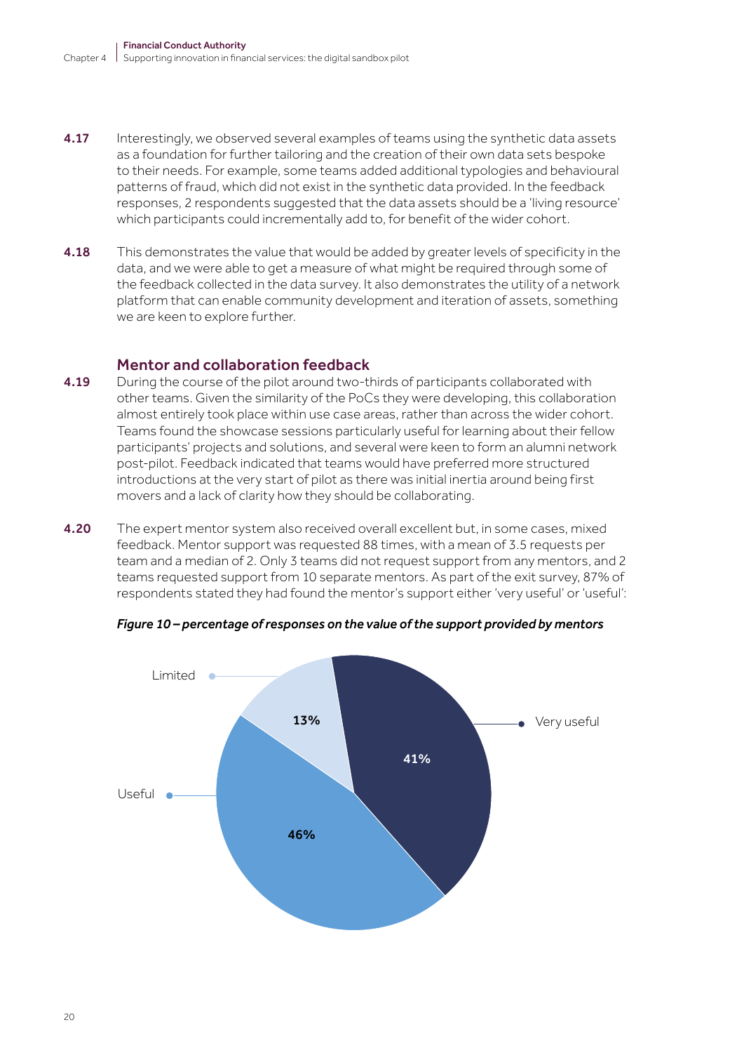**4.17** Interestingly, we observed several examples of teams using the synthetic data assets as a foundation for further tailoring and the creation of their own data sets bespoke to their needs. For example, some teams added additional typologies and behavioural patterns of fraud, which did not exist in the synthetic data provided. In the feedback responses, 2 respondents suggested that the data assets should be a 'living resource' which participants could incrementally add to, for benefit of the wider cohort.

**4.18** This demonstrates the value that would be added by greater levels of specificity in the data, and we were able to get a measure of what might be required through some of the feedback collected in the data survey. It also demonstrates the utility of a network platform that can enable community development and iteration of assets, something we are keen to explore further.

## Mentor and collaboration feedback

**4.19** During the course of the pilot around two-thirds of participants collaborated with other teams. Given the similarity of the PoCs they were developing, this collaboration almost entirely took place within use case areas, rather than across the wider cohort. Teams found the showcase sessions particularly useful for learning about their fellow participants' projects and solutions, and several were keen to form an alumni network post-pilot. Feedback indicated that teams would have preferred more structured introductions at the very start of pilot as there was initial inertia around being first movers and a lack of clarity how they should be collaborating.

**4.20** The expert mentor system also received overall excellent but, in some cases, mixed feedback. Mentor support was requested 88 times, with a mean of 3.5 requests per team and a median of 2. Only 3 teams did not request support from any mentors, and 2 teams requested support from 10 separate mentors. As part of the exit survey, 87% of respondents stated they had found the mentor's support either 'very useful' or 'useful':

*Figure 10 – percentage of responses on the value of the support provided by mentors*

Limited
13%
Very useful
41%
Useful
46%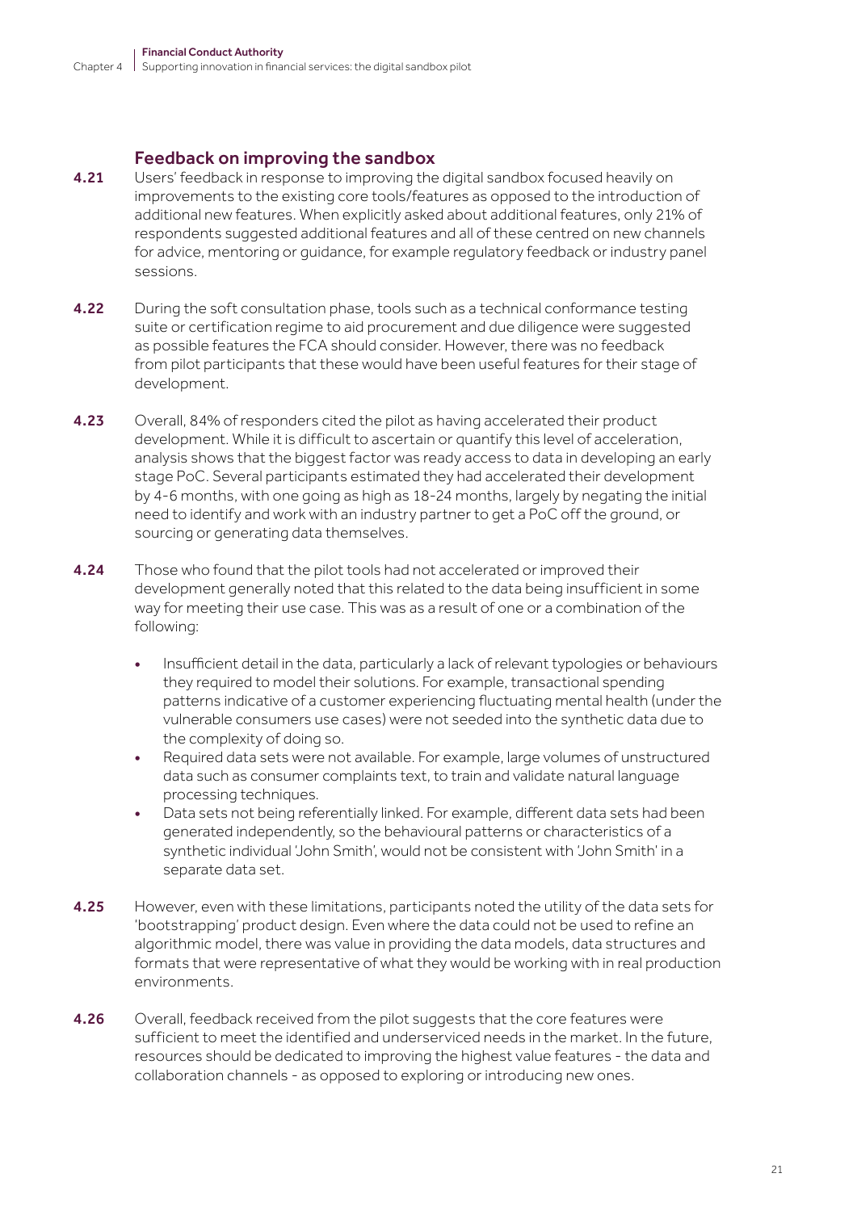### Feedback on improving the sandbox

**4.21** Users' feedback in response to improving the digital sandbox focused heavily on improvements to the existing core tools/features as opposed to the introduction of additional new features. When explicitly asked about additional features, only 21% of respondents suggested additional features and all of these centred on new channels for advice, mentoring or guidance, for example regulatory feedback or industry panel sessions.

**4.22** During the soft consultation phase, tools such as a technical conformance testing suite or certification regime to aid procurement and due diligence were suggested as possible features the FCA should consider. However, there was no feedback from pilot participants that these would have been useful features for their stage of development.

**4.23** Overall, 84% of responders cited the pilot as having accelerated their product development. While it is difficult to ascertain or quantify this level of acceleration, analysis shows that the biggest factor was ready access to data in developing an early stage PoC. Several participants estimated they had accelerated their development by 4-6 months, with one going as high as 18-24 months, largely by negating the initial need to identify and work with an industry partner to get a PoC off the ground, or sourcing or generating data themselves.

**4.24** Those who found that the pilot tools had not accelerated or improved their development generally noted that this related to the data being insufficient in some way for meeting their use case. This was as a result of one or a combination of the following:

- Insufficient detail in the data, particularly a lack of relevant typologies or behaviours they required to model their solutions. For example, transactional spending patterns indicative of a customer experiencing fluctuating mental health (under the vulnerable consumers use cases) were not seeded into the synthetic data due to the complexity of doing so.
- Required data sets were not available. For example, large volumes of unstructured data such as consumer complaints text, to train and validate natural language processing techniques.
- Data sets not being referentially linked. For example, different data sets had been generated independently, so the behavioural patterns or characteristics of a synthetic individual 'John Smith', would not be consistent with 'John Smith' in a separate data set.

**4.25** However, even with these limitations, participants noted the utility of the data sets for 'bootstrapping' product design. Even where the data could not be used to refine an algorithmic model, there was value in providing the data models, data structures and formats that were representative of what they would be working with in real production environments.

**4.26** Overall, feedback received from the pilot suggests that the core features were sufficient to meet the identified and underserviced needs in the market. In the future, resources should be dedicated to improving the highest value features - the data and collaboration channels - as opposed to exploring or introducing new ones.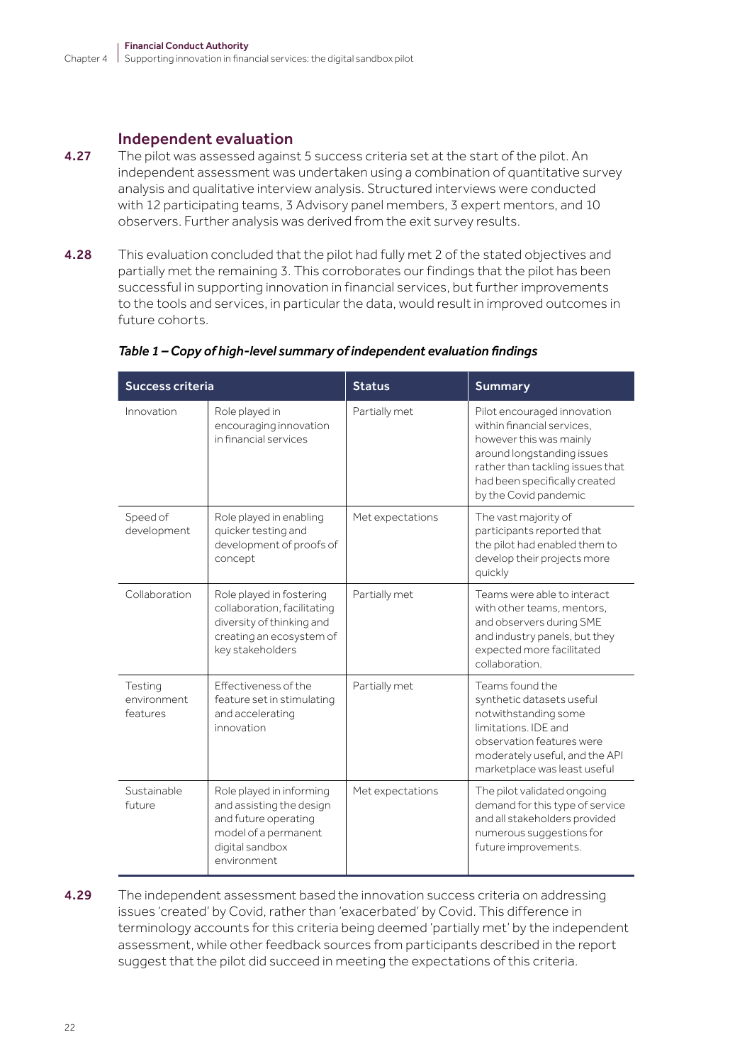## Independent evaluation

**4.27** The pilot was assessed against 5 success criteria set at the start of the pilot. An independent assessment was undertaken using a combination of quantitative survey analysis and qualitative interview analysis. Structured interviews were conducted with 12 participating teams, 3 Advisory panel members, 3 expert mentors, and 10 observers. Further analysis was derived from the exit survey results.

**4.28** This evaluation concluded that the pilot had fully met 2 of the stated objectives and partially met the remaining 3. This corroborates our findings that the pilot has been successful in supporting innovation in financial services, but further improvements to the tools and services, in particular the data, would result in improved outcomes in future cohorts.

*Table 1 – Copy of high-level summary of independent evaluation findings*

| Success criteria | | Status | Summary |
|---|---|---|---|
| Innovation | Role played in encouraging innovation in financial services | Partially met | Pilot encouraged innovation within financial services, however this was mainly around longstanding issues rather than tackling issues that had been specifically created by the Covid pandemic |
| Speed of development | Role played in enabling quicker testing and development of proofs of concept | Met expectations | The vast majority of participants reported that the pilot had enabled them to develop their projects more quickly |
| Collaboration | Role played in fostering collaboration, facilitating diversity of thinking and creating an ecosystem of key stakeholders | Partially met | Teams were able to interact with other teams, mentors, and observers during SME and industry panels, but they expected more facilitated collaboration. |
| Testing environment features | Effectiveness of the feature set in stimulating and accelerating innovation | Partially met | Teams found the synthetic datasets useful notwithstanding some limitations. IDE and observation features were moderately useful, and the API marketplace was least useful |
| Sustainable future | Role played in informing and assisting the design and future operating model of a permanent digital sandbox environment | Met expectations | The pilot validated ongoing demand for this type of service and all stakeholders provided numerous suggestions for future improvements. |

**4.29** The independent assessment based the innovation success criteria on addressing issues 'created' by Covid, rather than 'exacerbated' by Covid. This difference in terminology accounts for this criteria being deemed 'partially met' by the independent assessment, while other feedback sources from participants described in the report suggest that the pilot did succeed in meeting the expectations of this criteria.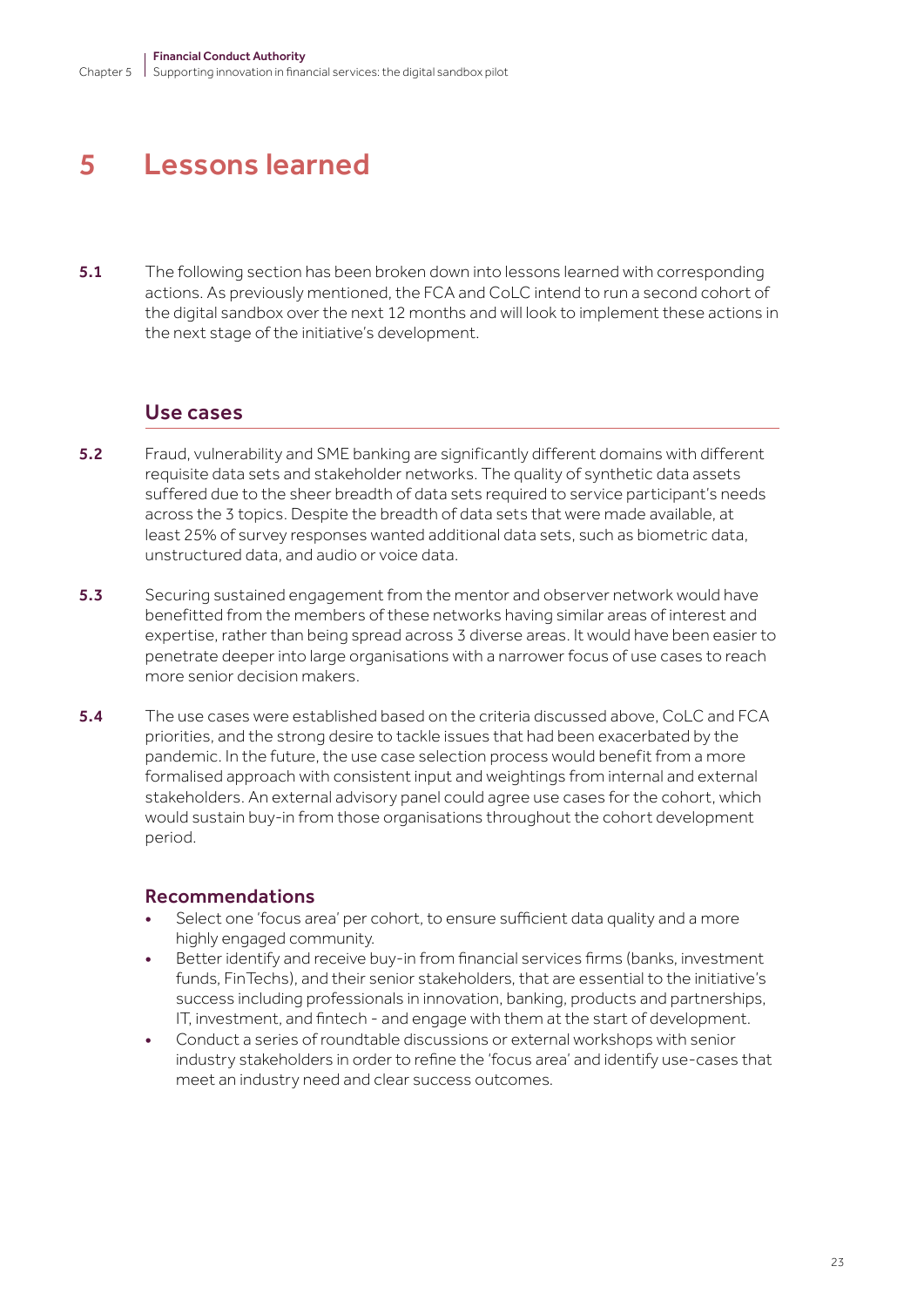# 5 Lessons learned

**5.1** The following section has been broken down into lessons learned with corresponding actions. As previously mentioned, the FCA and CoLC intend to run a second cohort of the digital sandbox over the next 12 months and will look to implement these actions in the next stage of the initiative's development.

## Use cases

**5.2** Fraud, vulnerability and SME banking are significantly different domains with different requisite data sets and stakeholder networks. The quality of synthetic data assets suffered due to the sheer breadth of data sets required to service participant's needs across the 3 topics. Despite the breadth of data sets that were made available, at least 25% of survey responses wanted additional data sets, such as biometric data, unstructured data, and audio or voice data.

**5.3** Securing sustained engagement from the mentor and observer network would have benefitted from the members of these networks having similar areas of interest and expertise, rather than being spread across 3 diverse areas. It would have been easier to penetrate deeper into large organisations with a narrower focus of use cases to reach more senior decision makers.

**5.4** The use cases were established based on the criteria discussed above, CoLC and FCA priorities, and the strong desire to tackle issues that had been exacerbated by the pandemic. In the future, the use case selection process would benefit from a more formalised approach with consistent input and weightings from internal and external stakeholders. An external advisory panel could agree use cases for the cohort, which would sustain buy-in from those organisations throughout the cohort development period.

### Recommendations

- Select one 'focus area' per cohort, to ensure sufficient data quality and a more highly engaged community.
- Better identify and receive buy-in from financial services firms (banks, investment funds, FinTechs), and their senior stakeholders, that are essential to the initiative's success including professionals in innovation, banking, products and partnerships, IT, investment, and fintech - and engage with them at the start of development.
- Conduct a series of roundtable discussions or external workshops with senior industry stakeholders in order to refine the 'focus area' and identify use-cases that meet an industry need and clear success outcomes.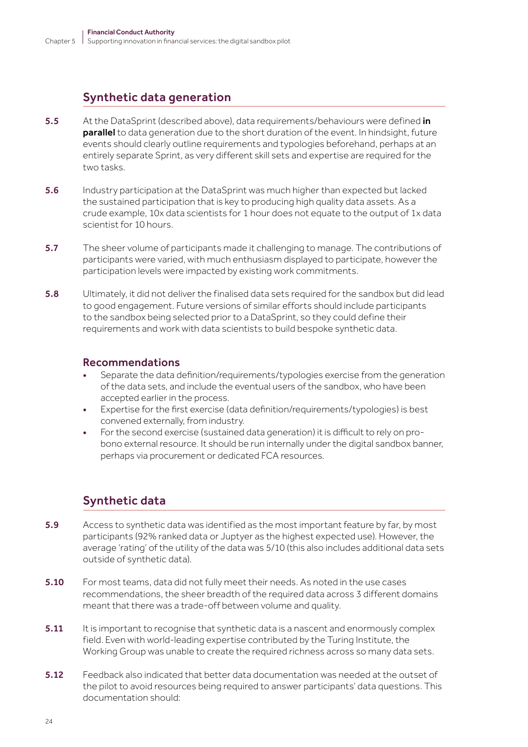## Synthetic data generation

**5.5** At the DataSprint (described above), data requirements/behaviours were defined **in parallel** to data generation due to the short duration of the event. In hindsight, future events should clearly outline requirements and typologies beforehand, perhaps at an entirely separate Sprint, as very different skill sets and expertise are required for the two tasks.

**5.6** Industry participation at the DataSprint was much higher than expected but lacked the sustained participation that is key to producing high quality data assets. As a crude example, 10x data scientists for 1 hour does not equate to the output of 1x data scientist for 10 hours.

**5.7** The sheer volume of participants made it challenging to manage. The contributions of participants were varied, with much enthusiasm displayed to participate, however the participation levels were impacted by existing work commitments.

**5.8** Ultimately, it did not deliver the finalised data sets required for the sandbox but did lead to good engagement. Future versions of similar efforts should include participants to the sandbox being selected prior to a DataSprint, so they could define their requirements and work with data scientists to build bespoke synthetic data.

### Recommendations

- Separate the data definition/requirements/typologies exercise from the generation of the data sets, and include the eventual users of the sandbox, who have been accepted earlier in the process.
- Expertise for the first exercise (data definition/requirements/typologies) is best convened externally, from industry.
- For the second exercise (sustained data generation) it is difficult to rely on pro-bono external resource. It should be run internally under the digital sandbox banner, perhaps via procurement or dedicated FCA resources.

## Synthetic data

**5.9** Access to synthetic data was identified as the most important feature by far, by most participants (92% ranked data or Juptyer as the highest expected use). However, the average 'rating' of the utility of the data was 5/10 (this also includes additional data sets outside of synthetic data).

**5.10** For most teams, data did not fully meet their needs. As noted in the use cases recommendations, the sheer breadth of the required data across 3 different domains meant that there was a trade-off between volume and quality.

**5.11** It is important to recognise that synthetic data is a nascent and enormously complex field. Even with world-leading expertise contributed by the Turing Institute, the Working Group was unable to create the required richness across so many data sets.

**5.12** Feedback also indicated that better data documentation was needed at the outset of the pilot to avoid resources being required to answer participants' data questions. This documentation should: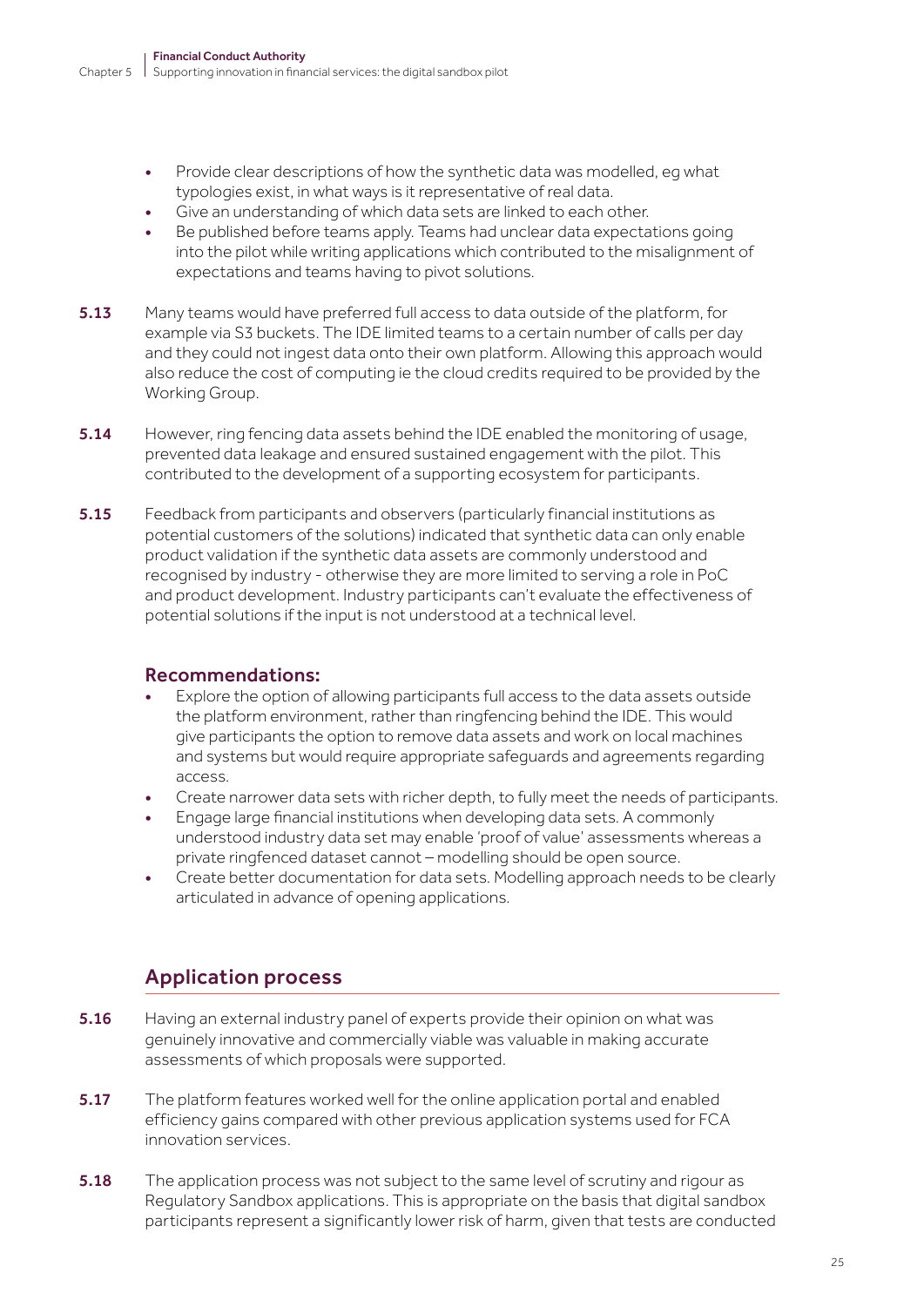- Provide clear descriptions of how the synthetic data was modelled, eg what typologies exist, in what ways is it representative of real data.
- Give an understanding of which data sets are linked to each other.
- Be published before teams apply. Teams had unclear data expectations going into the pilot while writing applications which contributed to the misalignment of expectations and teams having to pivot solutions.

**5.13** Many teams would have preferred full access to data outside of the platform, for example via S3 buckets. The IDE limited teams to a certain number of calls per day and they could not ingest data onto their own platform. Allowing this approach would also reduce the cost of computing ie the cloud credits required to be provided by the Working Group.

**5.14** However, ring fencing data assets behind the IDE enabled the monitoring of usage, prevented data leakage and ensured sustained engagement with the pilot. This contributed to the development of a supporting ecosystem for participants.

**5.15** Feedback from participants and observers (particularly financial institutions as potential customers of the solutions) indicated that synthetic data can only enable product validation if the synthetic data assets are commonly understood and recognised by industry - otherwise they are more limited to serving a role in PoC and product development. Industry participants can't evaluate the effectiveness of potential solutions if the input is not understood at a technical level.

### Recommendations:

- Explore the option of allowing participants full access to the data assets outside the platform environment, rather than ringfencing behind the IDE. This would give participants the option to remove data assets and work on local machines and systems but would require appropriate safeguards and agreements regarding access.
- Create narrower data sets with richer depth, to fully meet the needs of participants.
- Engage large financial institutions when developing data sets. A commonly understood industry data set may enable 'proof of value' assessments whereas a private ringfenced dataset cannot – modelling should be open source.
- Create better documentation for data sets. Modelling approach needs to be clearly articulated in advance of opening applications.

## Application process

**5.16** Having an external industry panel of experts provide their opinion on what was genuinely innovative and commercially viable was valuable in making accurate assessments of which proposals were supported.

**5.17** The platform features worked well for the online application portal and enabled efficiency gains compared with other previous application systems used for FCA innovation services.

**5.18** The application process was not subject to the same level of scrutiny and rigour as Regulatory Sandbox applications. This is appropriate on the basis that digital sandbox participants represent a significantly lower risk of harm, given that tests are conducted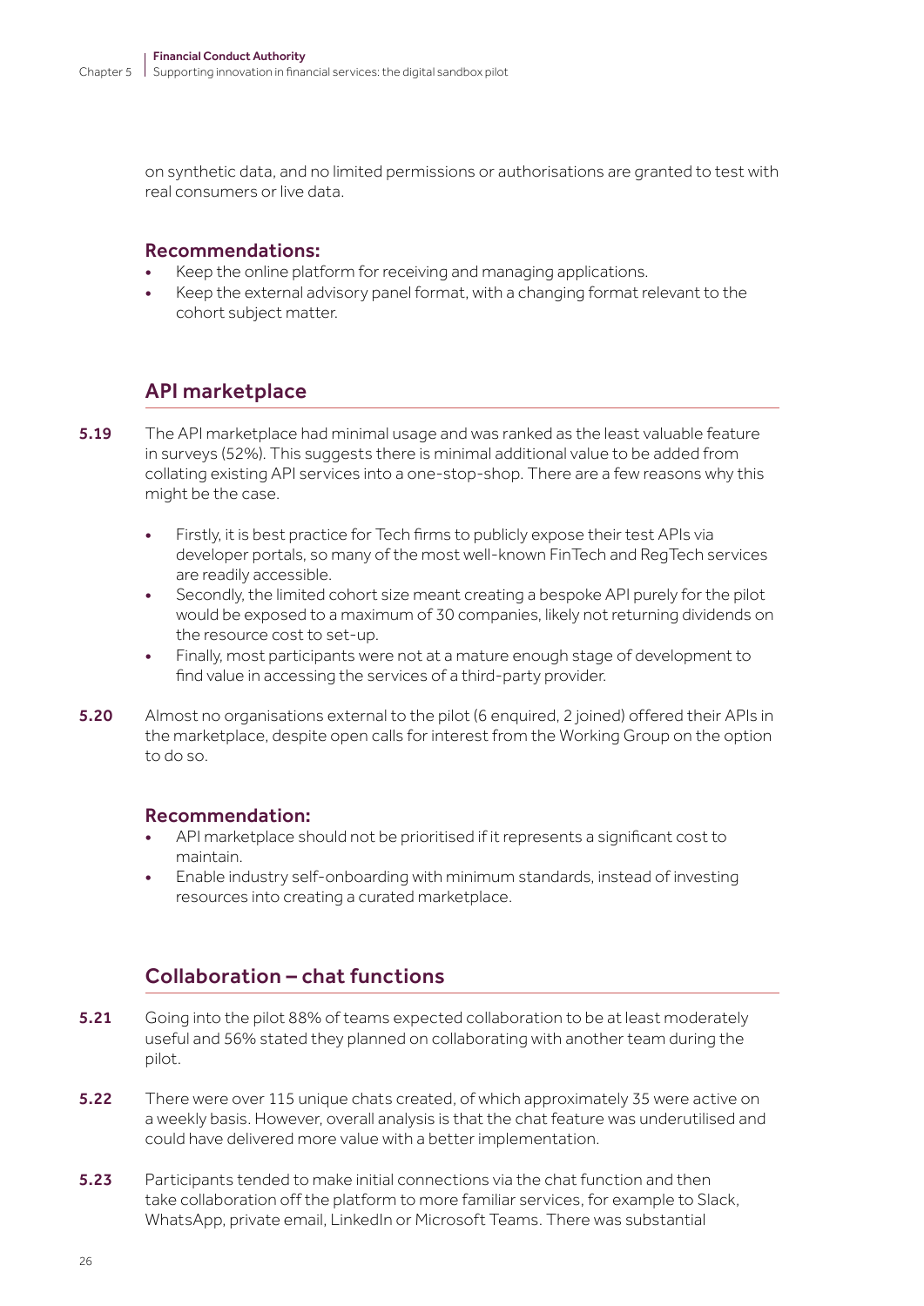on synthetic data, and no limited permissions or authorisations are granted to test with real consumers or live data.

### Recommendations:

- Keep the online platform for receiving and managing applications.
- Keep the external advisory panel format, with a changing format relevant to the cohort subject matter.

## API marketplace

**5.19** The API marketplace had minimal usage and was ranked as the least valuable feature in surveys (52%). This suggests there is minimal additional value to be added from collating existing API services into a one-stop-shop. There are a few reasons why this might be the case.

- Firstly, it is best practice for Tech firms to publicly expose their test APIs via developer portals, so many of the most well-known FinTech and RegTech services are readily accessible.
- Secondly, the limited cohort size meant creating a bespoke API purely for the pilot would be exposed to a maximum of 30 companies, likely not returning dividends on the resource cost to set-up.
- Finally, most participants were not at a mature enough stage of development to find value in accessing the services of a third-party provider.

**5.20** Almost no organisations external to the pilot (6 enquired, 2 joined) offered their APIs in the marketplace, despite open calls for interest from the Working Group on the option to do so.

### Recommendation:

- API marketplace should not be prioritised if it represents a significant cost to maintain.
- Enable industry self-onboarding with minimum standards, instead of investing resources into creating a curated marketplace.

## Collaboration – chat functions

**5.21** Going into the pilot 88% of teams expected collaboration to be at least moderately useful and 56% stated they planned on collaborating with another team during the pilot.

**5.22** There were over 115 unique chats created, of which approximately 35 were active on a weekly basis. However, overall analysis is that the chat feature was underutilised and could have delivered more value with a better implementation.

**5.23** Participants tended to make initial connections via the chat function and then take collaboration off the platform to more familiar services, for example to Slack, WhatsApp, private email, LinkedIn or Microsoft Teams. There was substantial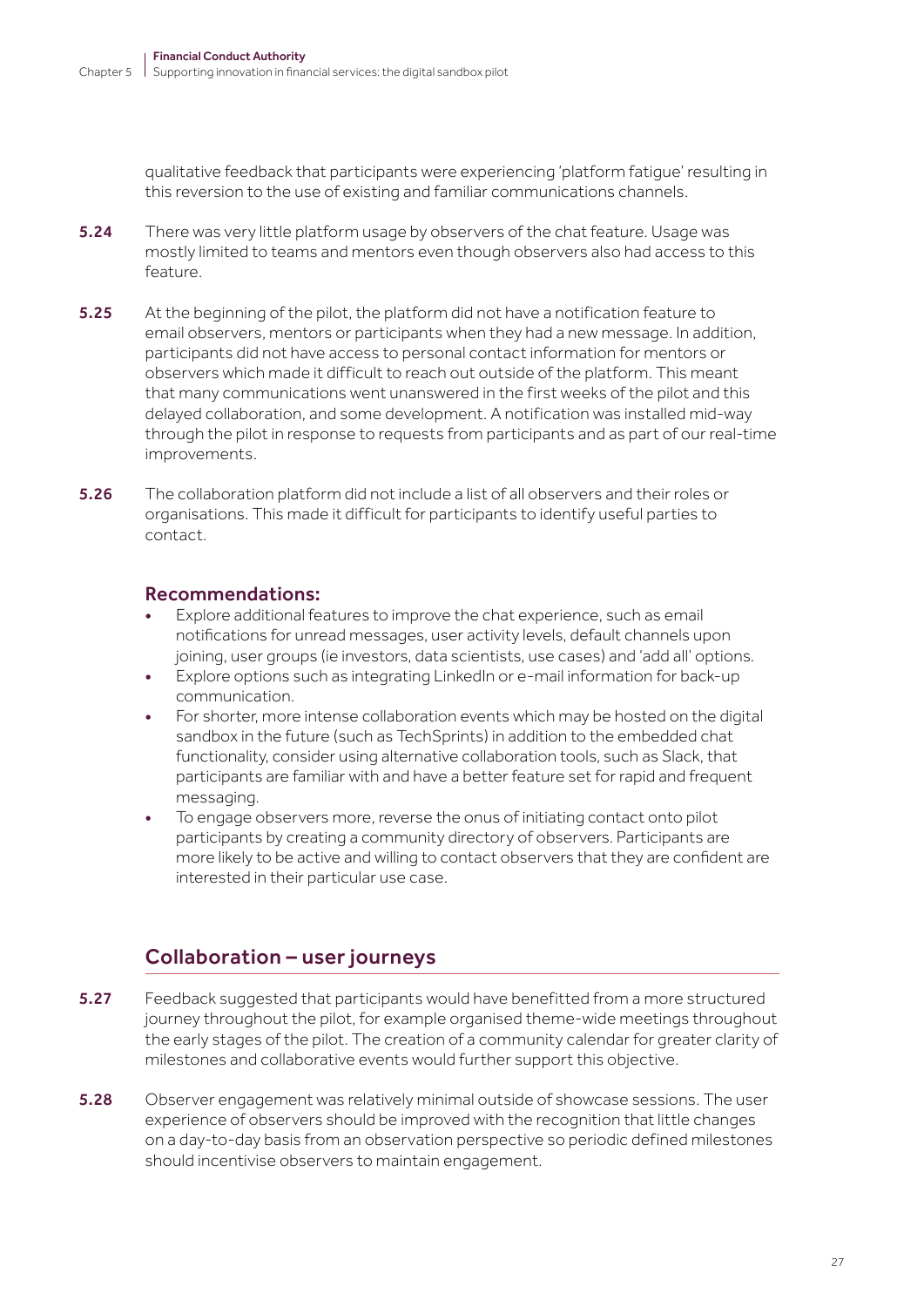qualitative feedback that participants were experiencing 'platform fatigue' resulting in this reversion to the use of existing and familiar communications channels.

**5.24** There was very little platform usage by observers of the chat feature. Usage was mostly limited to teams and mentors even though observers also had access to this feature.

**5.25** At the beginning of the pilot, the platform did not have a notification feature to email observers, mentors or participants when they had a new message. In addition, participants did not have access to personal contact information for mentors or observers which made it difficult to reach out outside of the platform. This meant that many communications went unanswered in the first weeks of the pilot and this delayed collaboration, and some development. A notification was installed mid-way through the pilot in response to requests from participants and as part of our real-time improvements.

**5.26** The collaboration platform did not include a list of all observers and their roles or organisations. This made it difficult for participants to identify useful parties to contact.

### Recommendations:

- Explore additional features to improve the chat experience, such as email notifications for unread messages, user activity levels, default channels upon joining, user groups (ie investors, data scientists, use cases) and 'add all' options.
- Explore options such as integrating LinkedIn or e-mail information for back-up communication.
- For shorter, more intense collaboration events which may be hosted on the digital sandbox in the future (such as TechSprints) in addition to the embedded chat functionality, consider using alternative collaboration tools, such as Slack, that participants are familiar with and have a better feature set for rapid and frequent messaging.
- To engage observers more, reverse the onus of initiating contact onto pilot participants by creating a community directory of observers. Participants are more likely to be active and willing to contact observers that they are confident are interested in their particular use case.

## Collaboration – user journeys

**5.27** Feedback suggested that participants would have benefitted from a more structured journey throughout the pilot, for example organised theme-wide meetings throughout the early stages of the pilot. The creation of a community calendar for greater clarity of milestones and collaborative events would further support this objective.

**5.28** Observer engagement was relatively minimal outside of showcase sessions. The user experience of observers should be improved with the recognition that little changes on a day-to-day basis from an observation perspective so periodic defined milestones should incentivise observers to maintain engagement.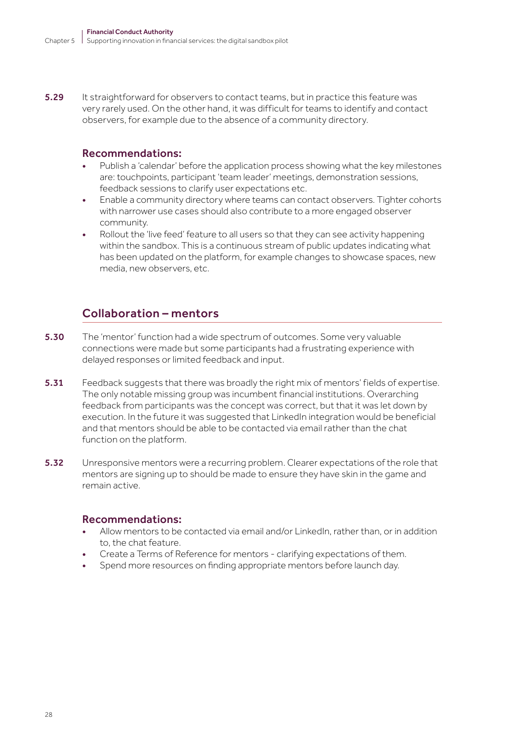**5.29** It straightforward for observers to contact teams, but in practice this feature was very rarely used. On the other hand, it was difficult for teams to identify and contact observers, for example due to the absence of a community directory.

### Recommendations:

- Publish a 'calendar' before the application process showing what the key milestones are: touchpoints, participant 'team leader' meetings, demonstration sessions, feedback sessions to clarify user expectations etc.
- Enable a community directory where teams can contact observers. Tighter cohorts with narrower use cases should also contribute to a more engaged observer community.
- Rollout the 'live feed' feature to all users so that they can see activity happening within the sandbox. This is a continuous stream of public updates indicating what has been updated on the platform, for example changes to showcase spaces, new media, new observers, etc.

## Collaboration – mentors

**5.30** The 'mentor' function had a wide spectrum of outcomes. Some very valuable connections were made but some participants had a frustrating experience with delayed responses or limited feedback and input.

**5.31** Feedback suggests that there was broadly the right mix of mentors' fields of expertise. The only notable missing group was incumbent financial institutions. Overarching feedback from participants was the concept was correct, but that it was let down by execution. In the future it was suggested that LinkedIn integration would be beneficial and that mentors should be able to be contacted via email rather than the chat function on the platform.

**5.32** Unresponsive mentors were a recurring problem. Clearer expectations of the role that mentors are signing up to should be made to ensure they have skin in the game and remain active.

### Recommendations:

- Allow mentors to be contacted via email and/or LinkedIn, rather than, or in addition to, the chat feature.
- Create a Terms of Reference for mentors - clarifying expectations of them.
- Spend more resources on finding appropriate mentors before launch day.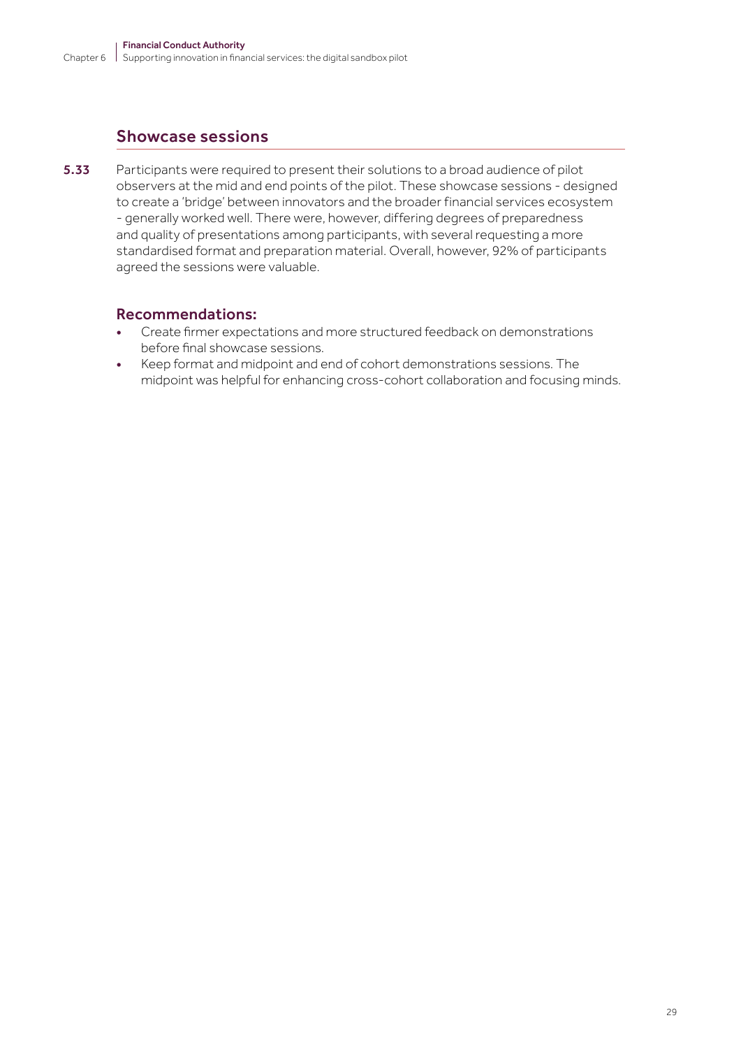## Showcase sessions

**5.33** Participants were required to present their solutions to a broad audience of pilot observers at the mid and end points of the pilot. These showcase sessions - designed to create a 'bridge' between innovators and the broader financial services ecosystem - generally worked well. There were, however, differing degrees of preparedness and quality of presentations among participants, with several requesting a more standardised format and preparation material. Overall, however, 92% of participants agreed the sessions were valuable.

### Recommendations:

- Create firmer expectations and more structured feedback on demonstrations before final showcase sessions.
- Keep format and midpoint and end of cohort demonstrations sessions. The midpoint was helpful for enhancing cross-cohort collaboration and focusing minds.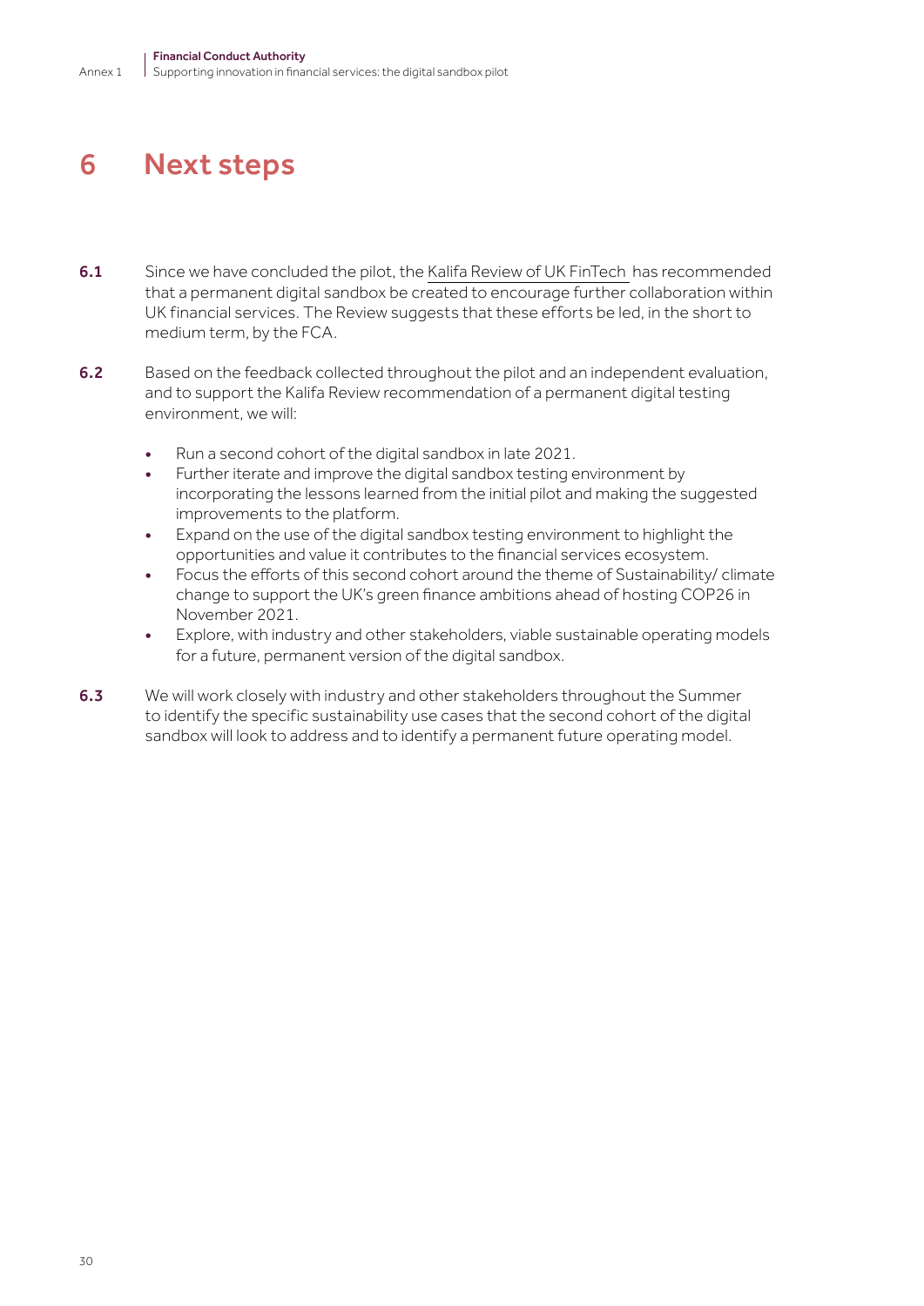# 6 Next steps

**6.1** Since we have concluded the pilot, the Kalifa Review of UK FinTech has recommended that a permanent digital sandbox be created to encourage further collaboration within UK financial services. The Review suggests that these efforts be led, in the short to medium term, by the FCA.

**6.2** Based on the feedback collected throughout the pilot and an independent evaluation, and to support the Kalifa Review recommendation of a permanent digital testing environment, we will:

- Run a second cohort of the digital sandbox in late 2021.
- Further iterate and improve the digital sandbox testing environment by incorporating the lessons learned from the initial pilot and making the suggested improvements to the platform.
- Expand on the use of the digital sandbox testing environment to highlight the opportunities and value it contributes to the financial services ecosystem.
- Focus the efforts of this second cohort around the theme of Sustainability/ climate change to support the UK's green finance ambitions ahead of hosting COP26 in November 2021.
- Explore, with industry and other stakeholders, viable sustainable operating models for a future, permanent version of the digital sandbox.

**6.3** We will work closely with industry and other stakeholders throughout the Summer to identify the specific sustainability use cases that the second cohort of the digital sandbox will look to address and to identify a permanent future operating model.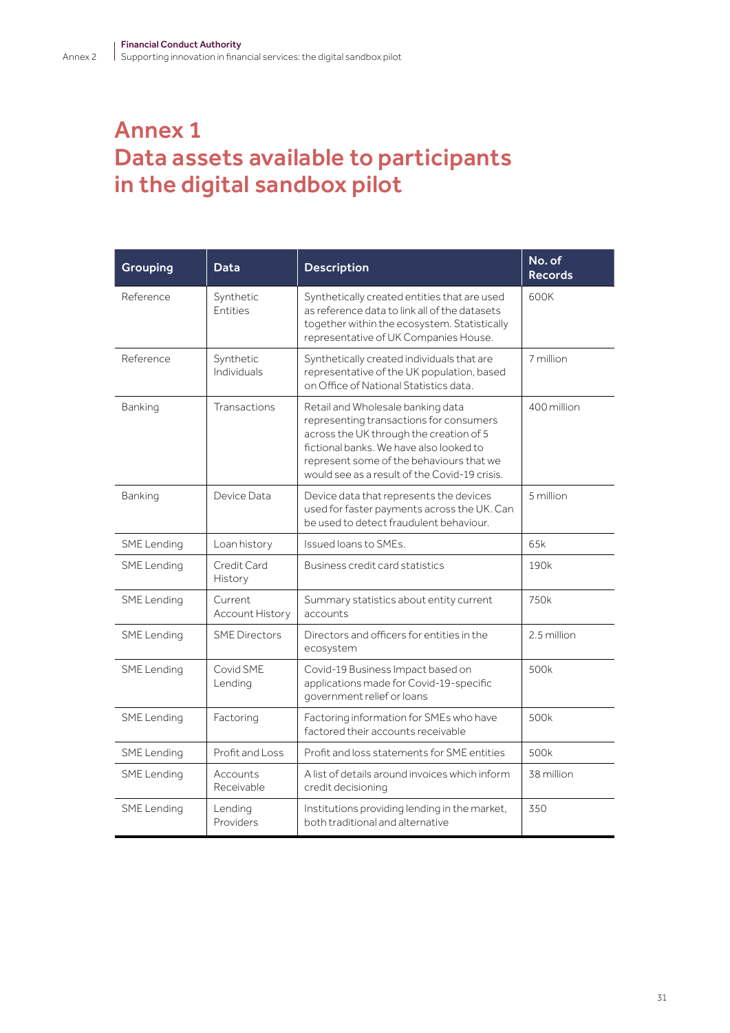# Annex 1
# Data assets available to participants in the digital sandbox pilot

| Grouping | Data | Description | No. of Records |
|---|---|---|---|
| Reference | Synthetic Entities | Synthetically created entities that are used as reference data to link all of the datasets together within the ecosystem. Statistically representative of UK Companies House. | 600K |
| Reference | Synthetic Individuals | Synthetically created individuals that are representative of the UK population, based on Office of National Statistics data. | 7 million |
| Banking | Transactions | Retail and Wholesale banking data representing transactions for consumers across the UK through the creation of 5 fictional banks. We have also looked to represent some of the behaviours that we would see as a result of the Covid-19 crisis. | 400 million |
| Banking | Device Data | Device data that represents the devices used for faster payments across the UK. Can be used to detect fraudulent behaviour. | 5 million |
| SME Lending | Loan history | Issued loans to SMEs. | 65k |
| SME Lending | Credit Card History | Business credit card statistics | 190k |
| SME Lending | Current Account History | Summary statistics about entity current accounts | 750k |
| SME Lending | SME Directors | Directors and officers for entities in the ecosystem | 2.5 million |
| SME Lending | Covid SME Lending | Covid-19 Business Impact based on applications made for Covid-19-specific government relief or loans | 500k |
| SME Lending | Factoring | Factoring information for SMEs who have factored their accounts receivable | 500k |
| SME Lending | Profit and Loss | Profit and loss statements for SME entities | 500k |
| SME Lending | Accounts Receivable | A list of details around invoices which inform credit decisioning | 38 million |
| SME Lending | Lending Providers | Institutions providing lending in the market, both traditional and alternative | 350 |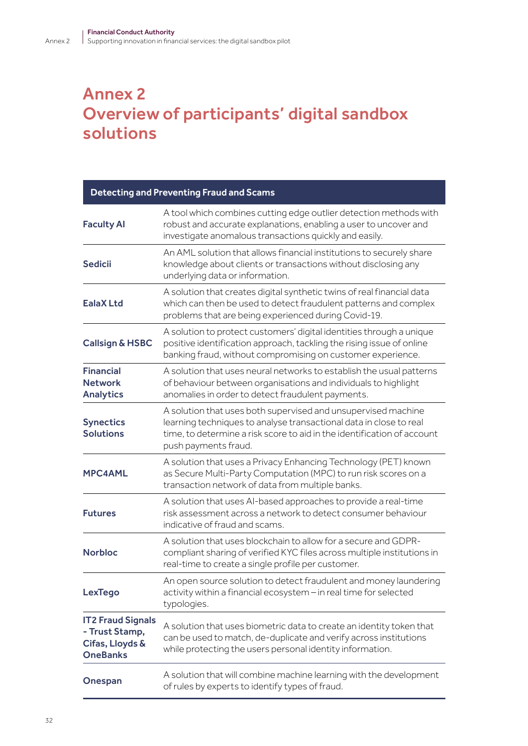# Annex 2
# Overview of participants' digital sandbox solutions

| Detecting and Preventing Fraud and Scams | |
|---|---|
| **Faculty AI** | A tool which combines cutting edge outlier detection methods with robust and accurate explanations, enabling a user to uncover and investigate anomalous transactions quickly and easily. |
| **Sedicii** | An AML solution that allows financial institutions to securely share knowledge about clients or transactions without disclosing any underlying data or information. |
| **EalaX Ltd** | A solution that creates digital synthetic twins of real financial data which can then be used to detect fraudulent patterns and complex problems that are being experienced during Covid-19. |
| **Callsign & HSBC** | A solution to protect customers' digital identities through a unique positive identification approach, tackling the rising issue of online banking fraud, without compromising on customer experience. |
| **Financial Network Analytics** | A solution that uses neural networks to establish the usual patterns of behaviour between organisations and individuals to highlight anomalies in order to detect fraudulent payments. |
| **Synectics Solutions** | A solution that uses both supervised and unsupervised machine learning techniques to analyse transactional data in close to real time, to determine a risk score to aid in the identification of account push payments fraud. |
| **MPC4AML** | A solution that uses a Privacy Enhancing Technology (PET) known as Secure Multi-Party Computation (MPC) to run risk scores on a transaction network of data from multiple banks. |
| **Futures** | A solution that uses AI-based approaches to provide a real-time risk assessment across a network to detect consumer behaviour indicative of fraud and scams. |
| **Norbloc** | A solution that uses blockchain to allow for a secure and GDPR-compliant sharing of verified KYC files across multiple institutions in real-time to create a single profile per customer. |
| **LexTego** | An open source solution to detect fraudulent and money laundering activity within a financial ecosystem – in real time for selected typologies. |
| **IT2 Fraud Signals - Trust Stamp, Cifas, Lloyds & OneBanks** | A solution that uses biometric data to create an identity token that can be used to match, de-duplicate and verify across institutions while protecting the users personal identity information. |
| **Onespan** | A solution that will combine machine learning with the development of rules by experts to identify types of fraud. |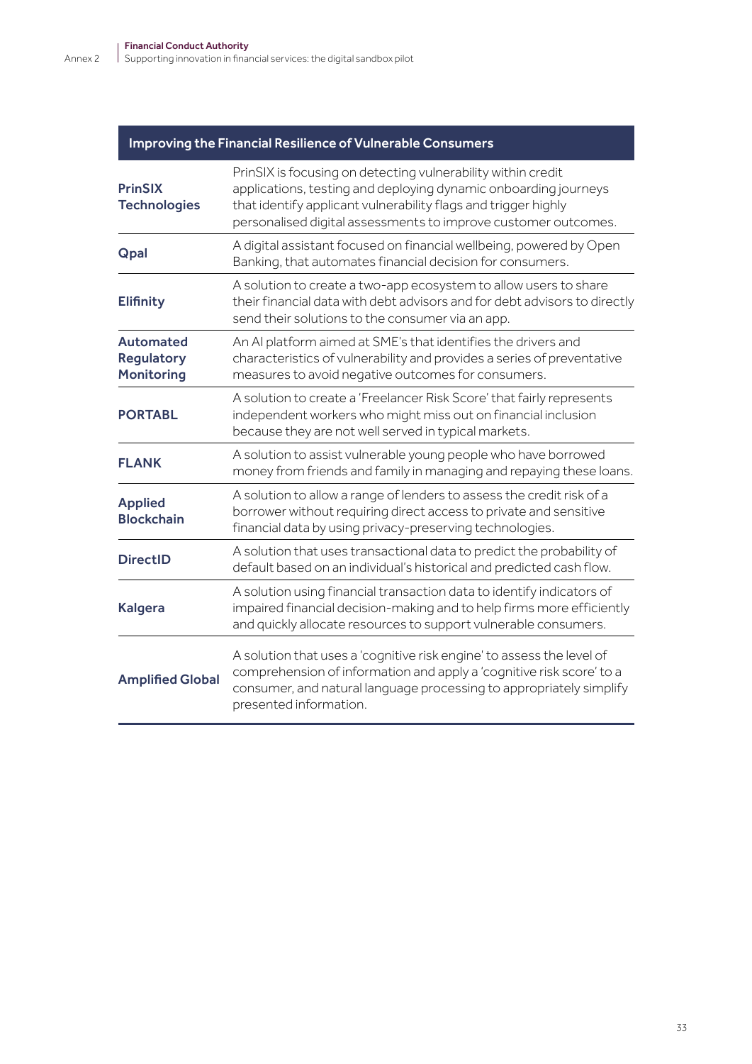| Improving the Financial Resilience of Vulnerable Consumers | |
|---|---|
| **PrinSIX Technologies** | PrinSIX is focusing on detecting vulnerability within credit applications, testing and deploying dynamic onboarding journeys that identify applicant vulnerability flags and trigger highly personalised digital assessments to improve customer outcomes. |
| **Qpal** | A digital assistant focused on financial wellbeing, powered by Open Banking, that automates financial decision for consumers. |
| **Elifinity** | A solution to create a two-app ecosystem to allow users to share their financial data with debt advisors and for debt advisors to directly send their solutions to the consumer via an app. |
| **Automated Regulatory Monitoring** | An AI platform aimed at SME's that identifies the drivers and characteristics of vulnerability and provides a series of preventative measures to avoid negative outcomes for consumers. |
| **PORTABL** | A solution to create a 'Freelancer Risk Score' that fairly represents independent workers who might miss out on financial inclusion because they are not well served in typical markets. |
| **FLANK** | A solution to assist vulnerable young people who have borrowed money from friends and family in managing and repaying these loans. |
| **Applied Blockchain** | A solution to allow a range of lenders to assess the credit risk of a borrower without requiring direct access to private and sensitive financial data by using privacy-preserving technologies. |
| **DirectID** | A solution that uses transactional data to predict the probability of default based on an individual's historical and predicted cash flow. |
| **Kalgera** | A solution using financial transaction data to identify indicators of impaired financial decision-making and to help firms more efficiently and quickly allocate resources to support vulnerable consumers. |
| **Amplified Global** | A solution that uses a 'cognitive risk engine' to assess the level of comprehension of information and apply a 'cognitive risk score' to a consumer, and natural language processing to appropriately simplify presented information. |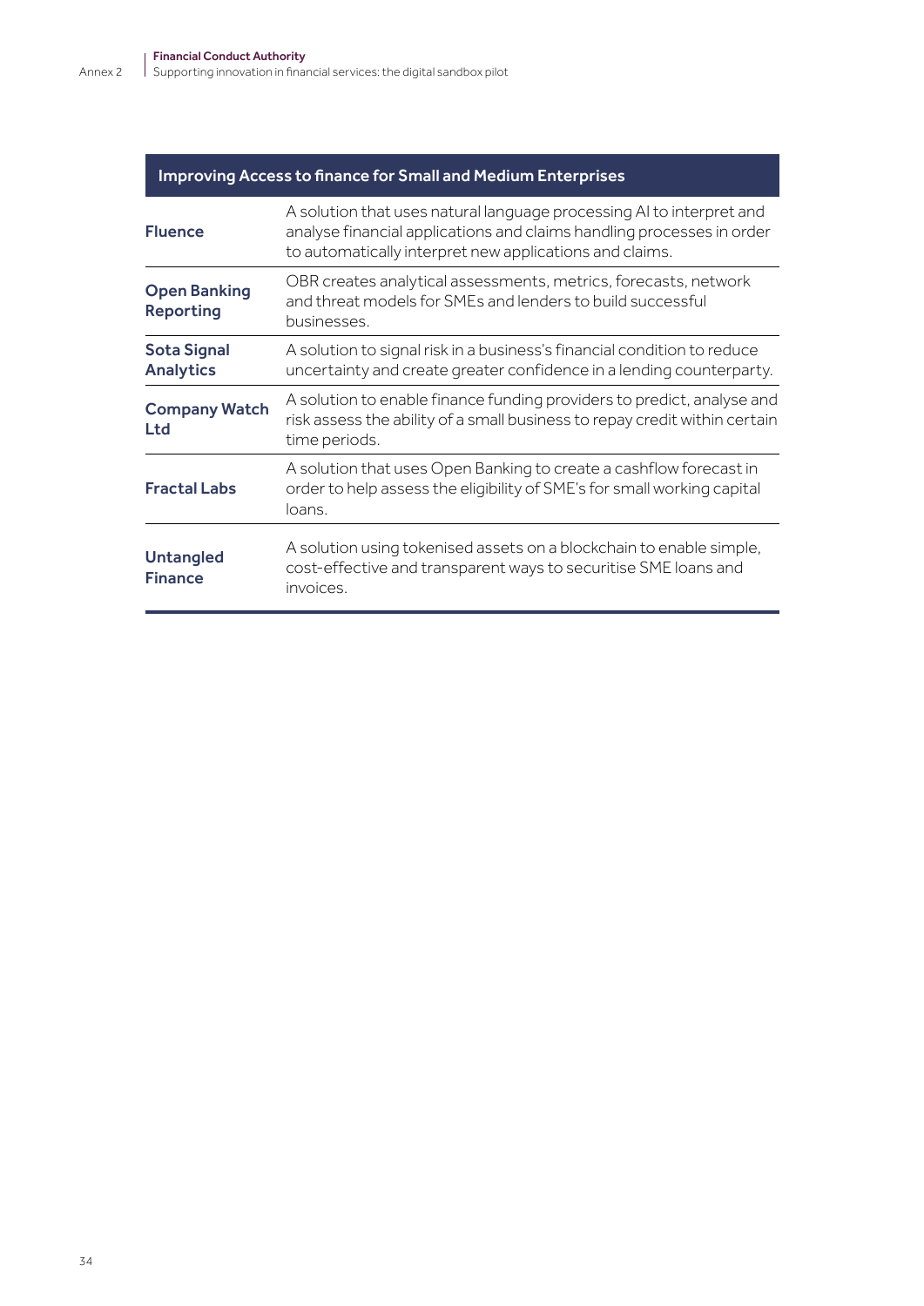| Improving Access to finance for Small and Medium Enterprises | |
|---|---|
| **Fluence** | A solution that uses natural language processing AI to interpret and analyse financial applications and claims handling processes in order to automatically interpret new applications and claims. |
| **Open Banking Reporting** | OBR creates analytical assessments, metrics, forecasts, network and threat models for SMEs and lenders to build successful businesses. |
| **Sota Signal Analytics** | A solution to signal risk in a business's financial condition to reduce uncertainty and create greater confidence in a lending counterparty. |
| **Company Watch Ltd** | A solution to enable finance funding providers to predict, analyse and risk assess the ability of a small business to repay credit within certain time periods. |
| **Fractal Labs** | A solution that uses Open Banking to create a cashflow forecast in order to help assess the eligibility of SME's for small working capital loans. |
| **Untangled Finance** | A solution using tokenised assets on a blockchain to enable simple, cost-effective and transparent ways to securitise SME loans and invoices. |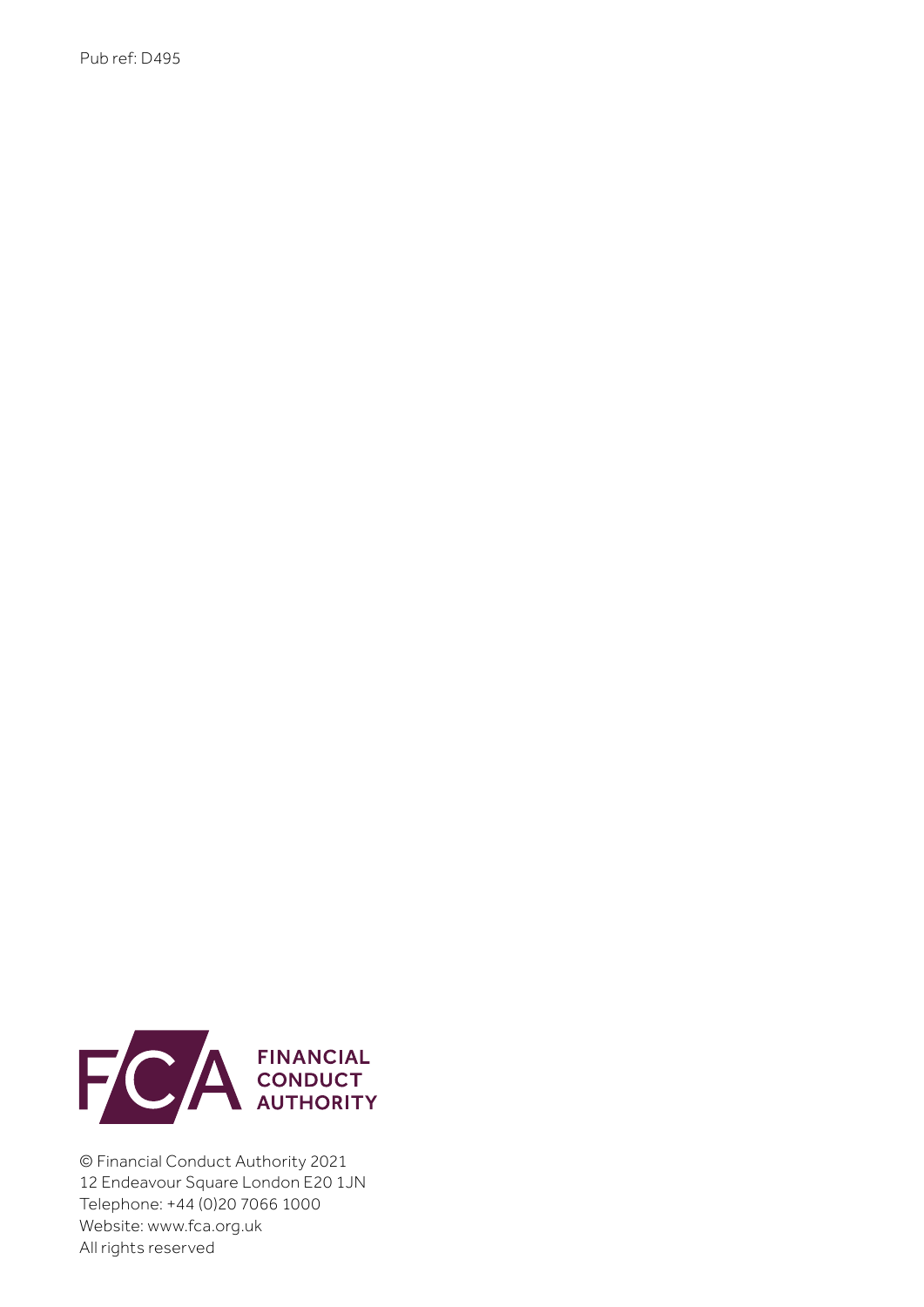Pub ref: D495

FINANCIAL
CONDUCT
AUTHORITY

© Financial Conduct Authority 2021
12 Endeavour Square London E20 1JN
Telephone: +44 (0)20 7066 1000
Website: www.fca.org.uk
All rights reserved